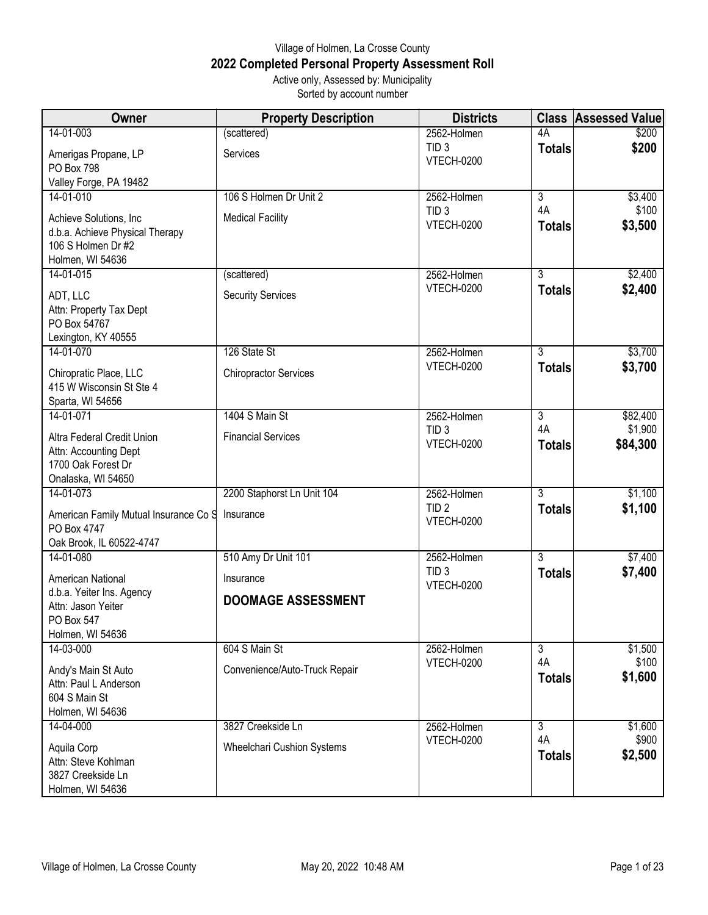Village of Holmen, La Crosse County

# 2022 Completed Personal Property Assessment Roll

Active only, Assessed by: Municipality

Sorted by account number

| Owner | Property Description | Districts | Class | Assessed Value |
|---|---|---|---|---|
| 14-01-003<br>Amerigas Propane, LP<br>PO Box 798<br>Valley Forge, PA 19482 | (scattered)<br>Services | 2562-Holmen<br>TID 3<br>VTECH-0200 | 4A<br>**Totals** | $200<br>**$200** |
| 14-01-010<br>Achieve Solutions, Inc<br>d.b.a. Achieve Physical Therapy<br>106 S Holmen Dr #2<br>Holmen, WI 54636 | 106 S Holmen Dr Unit 2<br>Medical Facility | 2562-Holmen<br>TID 3<br>VTECH-0200 | 3<br>4A<br>**Totals** | $3,400<br>$100<br>**$3,500** |
| 14-01-015<br>ADT, LLC<br>Attn: Property Tax Dept<br>PO Box 54767<br>Lexington, KY 40555 | (scattered)<br>Security Services | 2562-Holmen<br>VTECH-0200 | 3<br>**Totals** | $2,400<br>**$2,400** |
| 14-01-070<br>Chiropratic Place, LLC<br>415 W Wisconsin St Ste 4<br>Sparta, WI 54656 | 126 State St<br>Chiropractor Services | 2562-Holmen<br>VTECH-0200 | 3<br>**Totals** | $3,700<br>**$3,700** |
| 14-01-071<br>Altra Federal Credit Union<br>Attn: Accounting Dept<br>1700 Oak Forest Dr<br>Onalaska, WI 54650 | 1404 S Main St<br>Financial Services | 2562-Holmen<br>TID 3<br>VTECH-0200 | 3<br>4A<br>**Totals** | $82,400<br>$1,900<br>**$84,300** |
| 14-01-073<br>American Family Mutual Insurance Co S<br>PO Box 4747<br>Oak Brook, IL 60522-4747 | 2200 Staphorst Ln Unit 104<br>Insurance | 2562-Holmen<br>TID 2<br>VTECH-0200 | 3<br>**Totals** | $1,100<br>**$1,100** |
| 14-01-080<br>American National<br>d.b.a. Yeiter Ins. Agency<br>Attn: Jason Yeiter<br>PO Box 547<br>Holmen, WI 54636 | 510 Amy Dr Unit 101<br>Insurance<br>**DOOMAGE ASSESSMENT** | 2562-Holmen<br>TID 3<br>VTECH-0200 | 3<br>**Totals** | $7,400<br>**$7,400** |
| 14-03-000<br>Andy's Main St Auto<br>Attn: Paul L Anderson<br>604 S Main St<br>Holmen, WI 54636 | 604 S Main St<br>Convenience/Auto-Truck Repair | 2562-Holmen<br>VTECH-0200 | 3<br>4A<br>**Totals** | $1,500<br>$100<br>**$1,600** |
| 14-04-000<br>Aquila Corp<br>Attn: Steve Kohlman<br>3827 Creekside Ln<br>Holmen, WI 54636 | 3827 Creekside Ln<br>Wheelchari Cushion Systems | 2562-Holmen<br>VTECH-0200 | 3<br>4A<br>**Totals** | $1,600<br>$900<br>**$2,500** |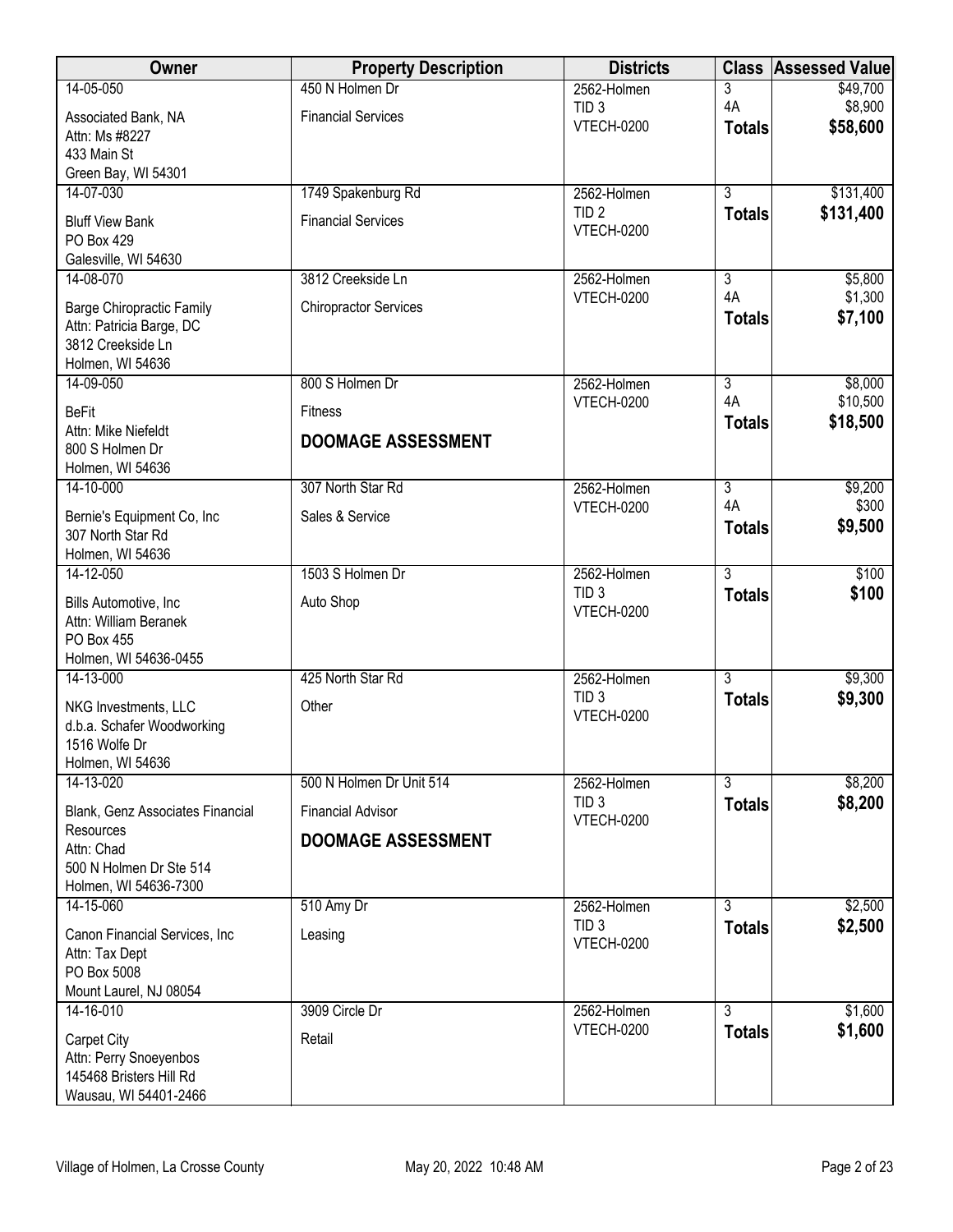| Owner | Property Description | Districts | Class | Assessed Value |
|---|---|---|---|---|
| 14-05-050<br>Associated Bank, NA<br>Attn: Ms #8227<br>433 Main St<br>Green Bay, WI 54301 | 450 N Holmen Dr<br>Financial Services | 2562-Holmen<br>TID 3<br>VTECH-0200 | 3<br>4A<br>**Totals** | $49,700<br>$8,900<br>**$58,600** |
| 14-07-030<br>Bluff View Bank<br>PO Box 429<br>Galesville, WI 54630 | 1749 Spakenburg Rd<br>Financial Services | 2562-Holmen<br>TID 2<br>VTECH-0200 | 3<br>**Totals** | $131,400<br>**$131,400** |
| 14-08-070<br>Barge Chiropractic Family<br>Attn: Patricia Barge, DC<br>3812 Creekside Ln<br>Holmen, WI 54636 | 3812 Creekside Ln<br>Chiropractor Services | 2562-Holmen<br>VTECH-0200 | 3<br>4A<br>**Totals** | $5,800<br>$1,300<br>**$7,100** |
| 14-09-050<br>BeFit<br>Attn: Mike Niefeldt<br>800 S Holmen Dr<br>Holmen, WI 54636 | 800 S Holmen Dr<br>Fitness<br>**DOOMAGE ASSESSMENT** | 2562-Holmen<br>VTECH-0200 | 3<br>4A<br>**Totals** | $8,000<br>$10,500<br>**$18,500** |
| 14-10-000<br>Bernie's Equipment Co, Inc<br>307 North Star Rd<br>Holmen, WI 54636 | 307 North Star Rd<br>Sales & Service | 2562-Holmen<br>VTECH-0200 | 3<br>4A<br>**Totals** | $9,200<br>$300<br>**$9,500** |
| 14-12-050<br>Bills Automotive, Inc<br>Attn: William Beranek<br>PO Box 455<br>Holmen, WI 54636-0455 | 1503 S Holmen Dr<br>Auto Shop | 2562-Holmen<br>TID 3<br>VTECH-0200 | 3<br>**Totals** | $100<br>**$100** |
| 14-13-000<br>NKG Investments, LLC<br>d.b.a. Schafer Woodworking<br>1516 Wolfe Dr<br>Holmen, WI 54636 | 425 North Star Rd<br>Other | 2562-Holmen<br>TID 3<br>VTECH-0200 | 3<br>**Totals** | $9,300<br>**$9,300** |
| 14-13-020<br>Blank, Genz Associates Financial Resources<br>Attn: Chad<br>500 N Holmen Dr Ste 514<br>Holmen, WI 54636-7300 | 500 N Holmen Dr Unit 514<br>Financial Advisor<br>**DOOMAGE ASSESSMENT** | 2562-Holmen<br>TID 3<br>VTECH-0200 | 3<br>**Totals** | $8,200<br>**$8,200** |
| 14-15-060<br>Canon Financial Services, Inc<br>Attn: Tax Dept<br>PO Box 5008<br>Mount Laurel, NJ 08054 | 510 Amy Dr<br>Leasing | 2562-Holmen<br>TID 3<br>VTECH-0200 | 3<br>**Totals** | $2,500<br>**$2,500** |
| 14-16-010<br>Carpet City<br>Attn: Perry Snoeyenbos<br>145468 Bristers Hill Rd<br>Wausau, WI 54401-2466 | 3909 Circle Dr<br>Retail | 2562-Holmen<br>VTECH-0200 | 3<br>**Totals** | $1,600<br>**$1,600** |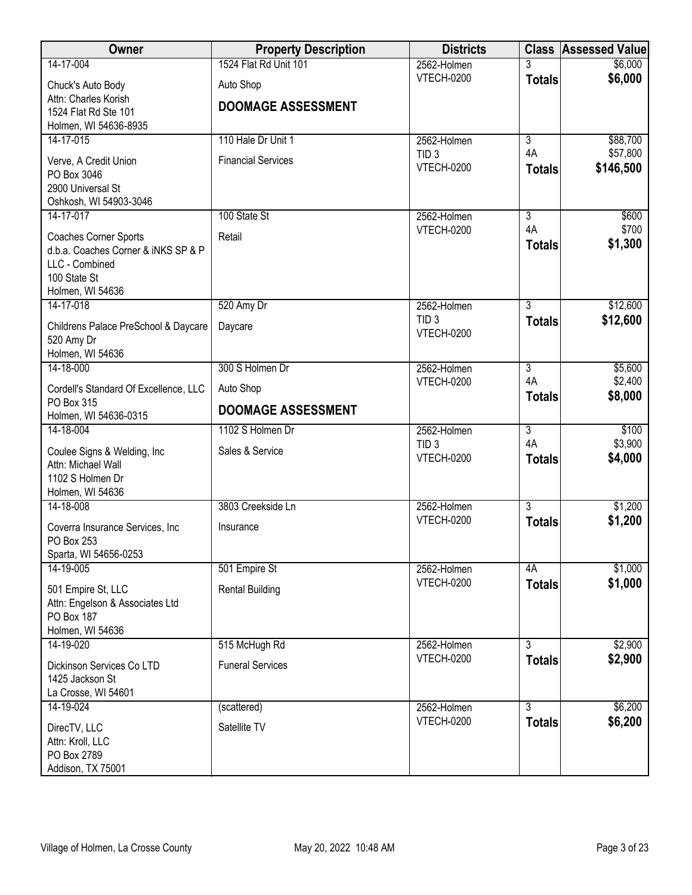| Owner | Property Description | Districts | Class | Assessed Value |
|---|---|---|---|---|
| 14-17-004<br>Chuck's Auto Body<br>Attn: Charles Korish<br>1524 Flat Rd Ste 101<br>Holmen, WI 54636-8935 | 1524 Flat Rd Unit 101<br>Auto Shop<br>**DOOMAGE ASSESSMENT** | 2562-Holmen<br>VTECH-0200 | 3<br>**Totals** | $6,000<br>**$6,000** |
| 14-17-015<br>Verve, A Credit Union<br>PO Box 3046<br>2900 Universal St<br>Oshkosh, WI 54903-3046 | 110 Hale Dr Unit 1<br>Financial Services | 2562-Holmen<br>TID 3<br>VTECH-0200 | 3<br>4A<br>**Totals** | $88,700<br>$57,800<br>**$146,500** |
| 14-17-017<br>Coaches Corner Sports<br>d.b.a. Coaches Corner & iNKS SP & P LLC - Combined<br>100 State St<br>Holmen, WI 54636 | 100 State St<br>Retail | 2562-Holmen<br>VTECH-0200 | 3<br>4A<br>**Totals** | $600<br>$700<br>**$1,300** |
| 14-17-018<br>Childrens Palace PreSchool & Daycare<br>520 Amy Dr<br>Holmen, WI 54636 | 520 Amy Dr<br>Daycare | 2562-Holmen<br>TID 3<br>VTECH-0200 | 3<br>**Totals** | $12,600<br>**$12,600** |
| 14-18-000<br>Cordell's Standard Of Excellence, LLC<br>PO Box 315<br>Holmen, WI 54636-0315 | 300 S Holmen Dr<br>Auto Shop<br>**DOOMAGE ASSESSMENT** | 2562-Holmen<br>VTECH-0200 | 3<br>4A<br>**Totals** | $5,600<br>$2,400<br>**$8,000** |
| 14-18-004<br>Coulee Signs & Welding, Inc<br>Attn: Michael Wall<br>1102 S Holmen Dr<br>Holmen, WI 54636 | 1102 S Holmen Dr<br>Sales & Service | 2562-Holmen<br>TID 3<br>VTECH-0200 | 3<br>4A<br>**Totals** | $100<br>$3,900<br>**$4,000** |
| 14-18-008<br>Coverra Insurance Services, Inc<br>PO Box 253<br>Sparta, WI 54656-0253 | 3803 Creekside Ln<br>Insurance | 2562-Holmen<br>VTECH-0200 | 3<br>**Totals** | $1,200<br>**$1,200** |
| 14-19-005<br>501 Empire St, LLC<br>Attn: Engelson & Associates Ltd<br>PO Box 187<br>Holmen, WI 54636 | 501 Empire St<br>Rental Building | 2562-Holmen<br>VTECH-0200 | 4A<br>**Totals** | $1,000<br>**$1,000** |
| 14-19-020<br>Dickinson Services Co LTD<br>1425 Jackson St<br>La Crosse, WI 54601 | 515 McHugh Rd<br>Funeral Services | 2562-Holmen<br>VTECH-0200 | 3<br>**Totals** | $2,900<br>**$2,900** |
| 14-19-024<br>DirecTV, LLC<br>Attn: Kroll, LLC<br>PO Box 2789<br>Addison, TX 75001 | (scattered)<br>Satellite TV | 2562-Holmen<br>VTECH-0200 | 3<br>**Totals** | $6,200<br>**$6,200** |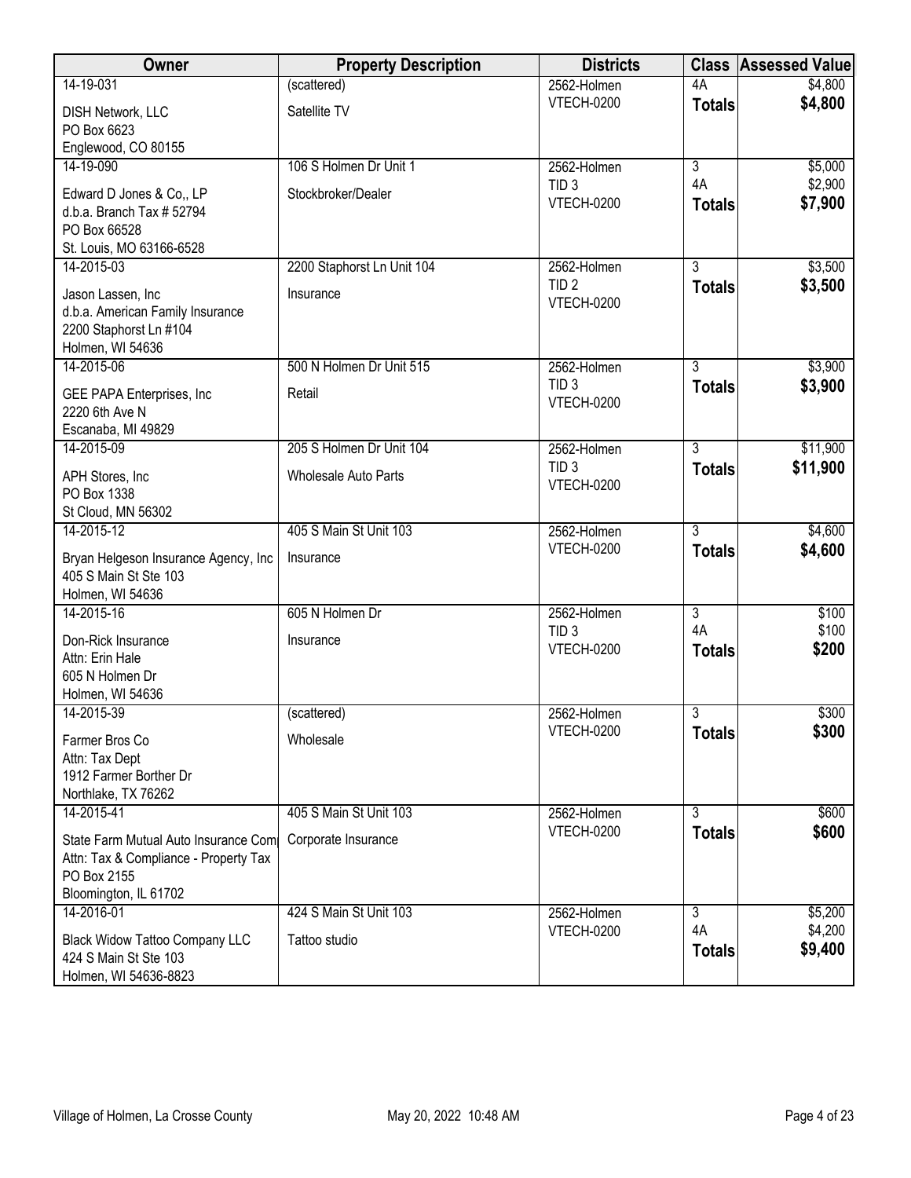| Owner | Property Description | Districts | Class | Assessed Value |
|---|---|---|---|---|
| 14-19-031<br>DISH Network, LLC<br>PO Box 6623<br>Englewood, CO 80155 | (scattered)<br>Satellite TV | 2562-Holmen<br>VTECH-0200 | 4A<br>**Totals** | $4,800<br>**$4,800** |
| 14-19-090<br>Edward D Jones & Co,, LP<br>d.b.a. Branch Tax # 52794<br>PO Box 66528<br>St. Louis, MO 63166-6528 | 106 S Holmen Dr Unit 1<br>Stockbroker/Dealer | 2562-Holmen<br>TID 3<br>VTECH-0200 | 3<br>4A<br>**Totals** | $5,000<br>$2,900<br>**$7,900** |
| 14-2015-03<br>Jason Lassen, Inc<br>d.b.a. American Family Insurance<br>2200 Staphorst Ln #104<br>Holmen, WI 54636 | 2200 Staphorst Ln Unit 104<br>Insurance | 2562-Holmen<br>TID 2<br>VTECH-0200 | 3<br>**Totals** | $3,500<br>**$3,500** |
| 14-2015-06<br>GEE PAPA Enterprises, Inc<br>2220 6th Ave N<br>Escanaba, MI 49829 | 500 N Holmen Dr Unit 515<br>Retail | 2562-Holmen<br>TID 3<br>VTECH-0200 | 3<br>**Totals** | $3,900<br>**$3,900** |
| 14-2015-09<br>APH Stores, Inc<br>PO Box 1338<br>St Cloud, MN 56302 | 205 S Holmen Dr Unit 104<br>Wholesale Auto Parts | 2562-Holmen<br>TID 3<br>VTECH-0200 | 3<br>**Totals** | $11,900<br>**$11,900** |
| 14-2015-12<br>Bryan Helgeson Insurance Agency, Inc<br>405 S Main St Ste 103<br>Holmen, WI 54636 | 405 S Main St Unit 103<br>Insurance | 2562-Holmen<br>VTECH-0200 | 3<br>**Totals** | $4,600<br>**$4,600** |
| 14-2015-16<br>Don-Rick Insurance<br>Attn: Erin Hale<br>605 N Holmen Dr<br>Holmen, WI 54636 | 605 N Holmen Dr<br>Insurance | 2562-Holmen<br>TID 3<br>VTECH-0200 | 3<br>4A<br>**Totals** | $100<br>$100<br>**$200** |
| 14-2015-39<br>Farmer Bros Co<br>Attn: Tax Dept<br>1912 Farmer Borther Dr<br>Northlake, TX 76262 | (scattered)<br>Wholesale | 2562-Holmen<br>VTECH-0200 | 3<br>**Totals** | $300<br>**$300** |
| 14-2015-41<br>State Farm Mutual Auto Insurance Com<br>Attn: Tax & Compliance - Property Tax<br>PO Box 2155<br>Bloomington, IL 61702 | 405 S Main St Unit 103<br>Corporate Insurance | 2562-Holmen<br>VTECH-0200 | 3<br>**Totals** | $600<br>**$600** |
| 14-2016-01<br>Black Widow Tattoo Company LLC<br>424 S Main St Ste 103<br>Holmen, WI 54636-8823 | 424 S Main St Unit 103<br>Tattoo studio | 2562-Holmen<br>VTECH-0200 | 3<br>4A<br>**Totals** | $5,200<br>$4,200<br>**$9,400** |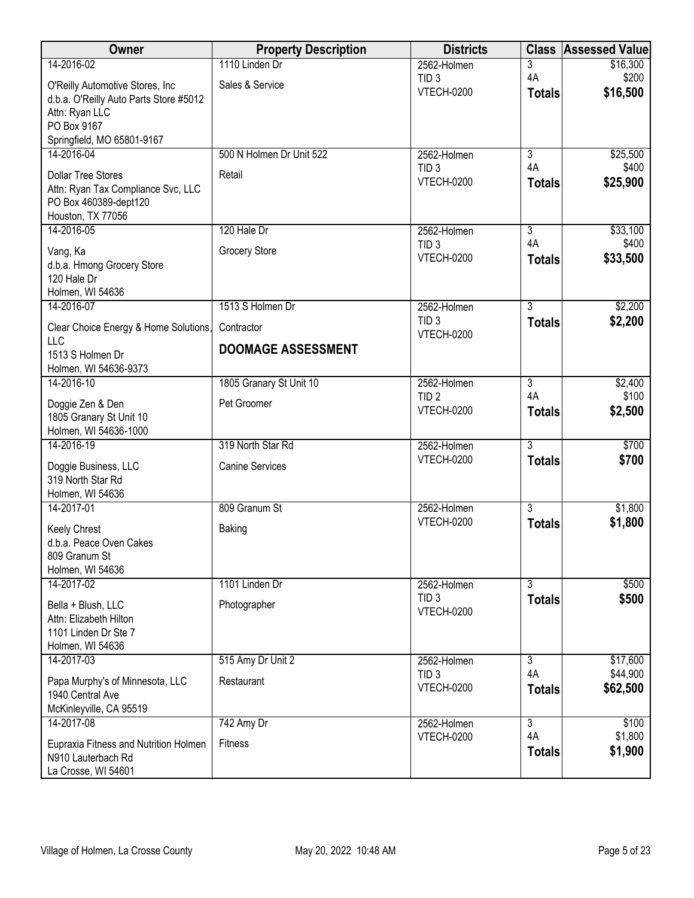| Owner | Property Description | Districts | Class | Assessed Value |
|---|---|---|---|---|
| 14-2016-02<br>O'Reilly Automotive Stores, Inc<br>d.b.a. O'Reilly Auto Parts Store #5012<br>Attn: Ryan LLC<br>PO Box 9167<br>Springfield, MO 65801-9167 | 1110 Linden Dr<br>Sales & Service | 2562-Holmen<br>TID 3<br>VTECH-0200 | 3<br>4A<br>**Totals** | $16,300<br>$200<br>**$16,500** |
| 14-2016-04<br>Dollar Tree Stores<br>Attn: Ryan Tax Compliance Svc, LLC<br>PO Box 460389-dept120<br>Houston, TX 77056 | 500 N Holmen Dr Unit 522<br>Retail | 2562-Holmen<br>TID 3<br>VTECH-0200 | 3<br>4A<br>**Totals** | $25,500<br>$400<br>**$25,900** |
| 14-2016-05<br>Vang, Ka<br>d.b.a. Hmong Grocery Store<br>120 Hale Dr<br>Holmen, WI 54636 | 120 Hale Dr<br>Grocery Store | 2562-Holmen<br>TID 3<br>VTECH-0200 | 3<br>4A<br>**Totals** | $33,100<br>$400<br>**$33,500** |
| 14-2016-07<br>Clear Choice Energy & Home Solutions, LLC<br>1513 S Holmen Dr<br>Holmen, WI 54636-9373 | 1513 S Holmen Dr<br>Contractor<br>**DOOMAGE ASSESSMENT** | 2562-Holmen<br>TID 3<br>VTECH-0200 | 3<br>**Totals** | $2,200<br>**$2,200** |
| 14-2016-10<br>Doggie Zen & Den<br>1805 Granary St Unit 10<br>Holmen, WI 54636-1000 | 1805 Granary St Unit 10<br>Pet Groomer | 2562-Holmen<br>TID 2<br>VTECH-0200 | 3<br>4A<br>**Totals** | $2,400<br>$100<br>**$2,500** |
| 14-2016-19<br>Doggie Business, LLC<br>319 North Star Rd<br>Holmen, WI 54636 | 319 North Star Rd<br>Canine Services | 2562-Holmen<br>VTECH-0200 | 3<br>**Totals** | $700<br>**$700** |
| 14-2017-01<br>Keely Chrest<br>d.b.a. Peace Oven Cakes<br>809 Granum St<br>Holmen, WI 54636 | 809 Granum St<br>Baking | 2562-Holmen<br>VTECH-0200 | 3<br>**Totals** | $1,800<br>**$1,800** |
| 14-2017-02<br>Bella + Blush, LLC<br>Attn: Elizabeth Hilton<br>1101 Linden Dr Ste 7<br>Holmen, WI 54636 | 1101 Linden Dr<br>Photographer | 2562-Holmen<br>TID 3<br>VTECH-0200 | 3<br>**Totals** | $500<br>**$500** |
| 14-2017-03<br>Papa Murphy's of Minnesota, LLC<br>1940 Central Ave<br>McKinleyville, CA 95519 | 515 Amy Dr Unit 2<br>Restaurant | 2562-Holmen<br>TID 3<br>VTECH-0200 | 3<br>4A<br>**Totals** | $17,600<br>$44,900<br>**$62,500** |
| 14-2017-08<br>Eupraxia Fitness and Nutrition Holmen<br>N910 Lauterbach Rd<br>La Crosse, WI 54601 | 742 Amy Dr<br>Fitness | 2562-Holmen<br>VTECH-0200 | 3<br>4A<br>**Totals** | $100<br>$1,800<br>**$1,900** |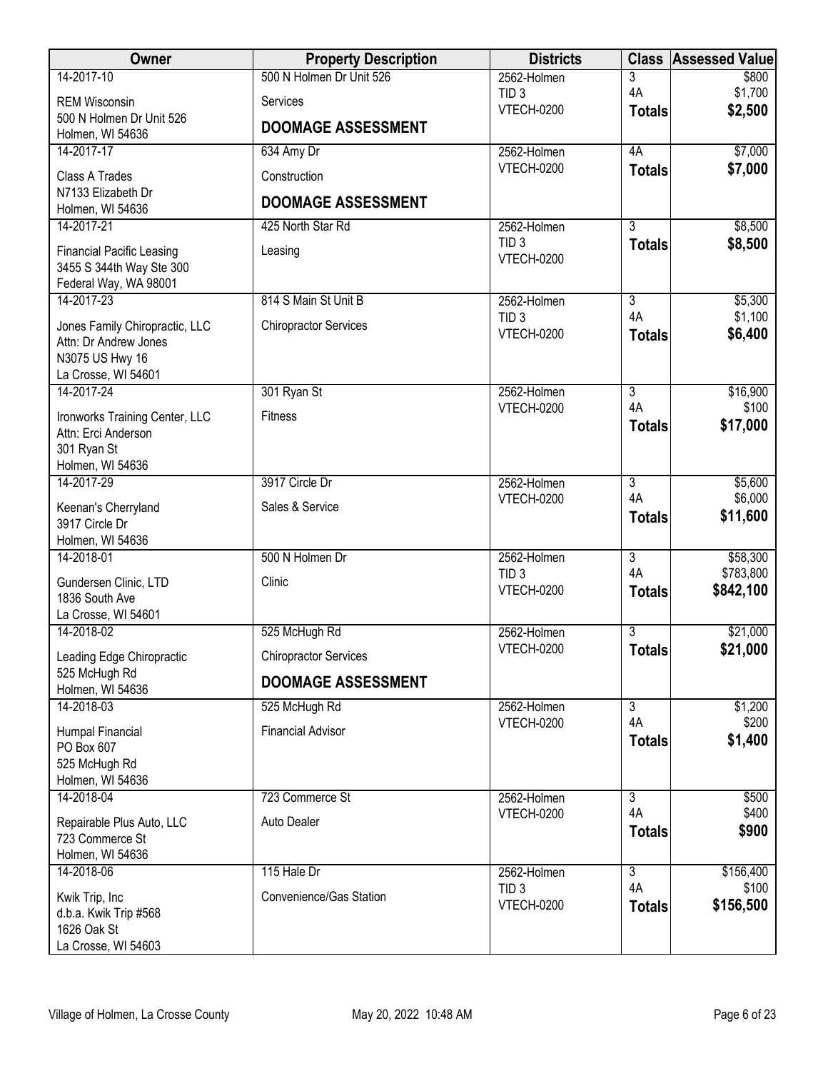| Owner | Property Description | Districts | Class | Assessed Value |
|---|---|---|---|---|
| 14-2017-10<br>REM Wisconsin<br>500 N Holmen Dr Unit 526<br>Holmen, WI 54636 | 500 N Holmen Dr Unit 526<br>Services<br>**DOOMAGE ASSESSMENT** | 2562-Holmen<br>TID 3<br>VTECH-0200 | 3<br>4A<br>**Totals** | $800<br>$1,700<br>**$2,500** |
| 14-2017-17<br>Class A Trades<br>N7133 Elizabeth Dr<br>Holmen, WI 54636 | 634 Amy Dr<br>Construction<br>**DOOMAGE ASSESSMENT** | 2562-Holmen<br>VTECH-0200 | 4A<br>**Totals** | $7,000<br>**$7,000** |
| 14-2017-21<br>Financial Pacific Leasing<br>3455 S 344th Way Ste 300<br>Federal Way, WA 98001 | 425 North Star Rd<br>Leasing | 2562-Holmen<br>TID 3<br>VTECH-0200 | 3<br>**Totals** | $8,500<br>**$8,500** |
| 14-2017-23<br>Jones Family Chiropractic, LLC<br>Attn: Dr Andrew Jones<br>N3075 US Hwy 16<br>La Crosse, WI 54601 | 814 S Main St Unit B<br>Chiropractor Services | 2562-Holmen<br>TID 3<br>VTECH-0200 | 3<br>4A<br>**Totals** | $5,300<br>$1,100<br>**$6,400** |
| 14-2017-24<br>Ironworks Training Center, LLC<br>Attn: Erci Anderson<br>301 Ryan St<br>Holmen, WI 54636 | 301 Ryan St<br>Fitness | 2562-Holmen<br>VTECH-0200 | 3<br>4A<br>**Totals** | $16,900<br>$100<br>**$17,000** |
| 14-2017-29<br>Keenan's Cherryland<br>3917 Circle Dr<br>Holmen, WI 54636 | 3917 Circle Dr<br>Sales & Service | 2562-Holmen<br>VTECH-0200 | 3<br>4A<br>**Totals** | $5,600<br>$6,000<br>**$11,600** |
| 14-2018-01<br>Gundersen Clinic, LTD<br>1836 South Ave<br>La Crosse, WI 54601 | 500 N Holmen Dr<br>Clinic | 2562-Holmen<br>TID 3<br>VTECH-0200 | 3<br>4A<br>**Totals** | $58,300<br>$783,800<br>**$842,100** |
| 14-2018-02<br>Leading Edge Chiropractic<br>525 McHugh Rd<br>Holmen, WI 54636 | 525 McHugh Rd<br>Chiropractor Services<br>**DOOMAGE ASSESSMENT** | 2562-Holmen<br>VTECH-0200 | 3<br>**Totals** | $21,000<br>**$21,000** |
| 14-2018-03<br>Humpal Financial<br>PO Box 607<br>525 McHugh Rd<br>Holmen, WI 54636 | 525 McHugh Rd<br>Financial Advisor | 2562-Holmen<br>VTECH-0200 | 3<br>4A<br>**Totals** | $1,200<br>$200<br>**$1,400** |
| 14-2018-04<br>Repairable Plus Auto, LLC<br>723 Commerce St<br>Holmen, WI 54636 | 723 Commerce St<br>Auto Dealer | 2562-Holmen<br>VTECH-0200 | 3<br>4A<br>**Totals** | $500<br>$400<br>**$900** |
| 14-2018-06<br>Kwik Trip, Inc<br>d.b.a. Kwik Trip #568<br>1626 Oak St<br>La Crosse, WI 54603 | 115 Hale Dr<br>Convenience/Gas Station | 2562-Holmen<br>TID 3<br>VTECH-0200 | 3<br>4A<br>**Totals** | $156,400<br>$100<br>**$156,500** |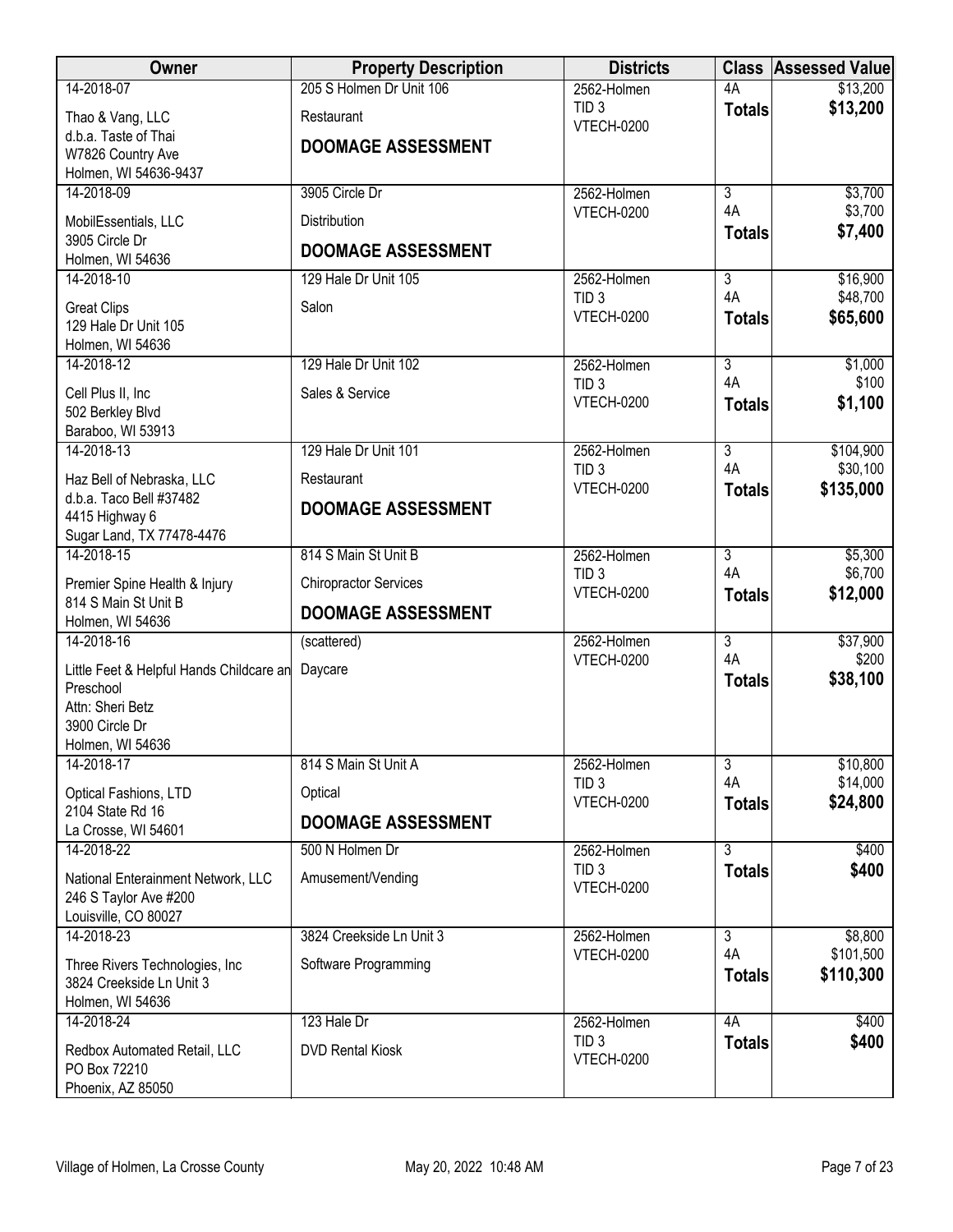| Owner | Property Description | Districts | Class | Assessed Value |
|---|---|---|---|---|
| 14-2018-07<br>Thao & Vang, LLC<br>d.b.a. Taste of Thai<br>W7826 Country Ave<br>Holmen, WI 54636-9437 | 205 S Holmen Dr Unit 106<br>Restaurant<br>**DOOMAGE ASSESSMENT** | 2562-Holmen<br>TID 3<br>VTECH-0200 | 4A<br>**Totals** | $13,200<br>**$13,200** |
| 14-2018-09<br>MobilEssentials, LLC<br>3905 Circle Dr<br>Holmen, WI 54636 | 3905 Circle Dr<br>Distribution<br>**DOOMAGE ASSESSMENT** | 2562-Holmen<br>VTECH-0200 | 3<br>4A<br>**Totals** | $3,700<br>$3,700<br>**$7,400** |
| 14-2018-10<br>Great Clips<br>129 Hale Dr Unit 105<br>Holmen, WI 54636 | 129 Hale Dr Unit 105<br>Salon | 2562-Holmen<br>TID 3<br>VTECH-0200 | 3<br>4A<br>**Totals** | $16,900<br>$48,700<br>**$65,600** |
| 14-2018-12<br>Cell Plus II, Inc<br>502 Berkley Blvd<br>Baraboo, WI 53913 | 129 Hale Dr Unit 102<br>Sales & Service | 2562-Holmen<br>TID 3<br>VTECH-0200 | 3<br>4A<br>**Totals** | $1,000<br>$100<br>**$1,100** |
| 14-2018-13<br>Haz Bell of Nebraska, LLC<br>d.b.a. Taco Bell #37482<br>4415 Highway 6<br>Sugar Land, TX 77478-4476 | 129 Hale Dr Unit 101<br>Restaurant<br>**DOOMAGE ASSESSMENT** | 2562-Holmen<br>TID 3<br>VTECH-0200 | 3<br>4A<br>**Totals** | $104,900<br>$30,100<br>**$135,000** |
| 14-2018-15<br>Premier Spine Health & Injury<br>814 S Main St Unit B<br>Holmen, WI 54636 | 814 S Main St Unit B<br>Chiropractor Services<br>**DOOMAGE ASSESSMENT** | 2562-Holmen<br>TID 3<br>VTECH-0200 | 3<br>4A<br>**Totals** | $5,300<br>$6,700<br>**$12,000** |
| 14-2018-16<br>Little Feet & Helpful Hands Childcare an Preschool<br>Attn: Sheri Betz<br>3900 Circle Dr<br>Holmen, WI 54636 | (scattered)<br>Daycare | 2562-Holmen<br>VTECH-0200 | 3<br>4A<br>**Totals** | $37,900<br>$200<br>**$38,100** |
| 14-2018-17<br>Optical Fashions, LTD<br>2104 State Rd 16<br>La Crosse, WI 54601 | 814 S Main St Unit A<br>Optical<br>**DOOMAGE ASSESSMENT** | 2562-Holmen<br>TID 3<br>VTECH-0200 | 3<br>4A<br>**Totals** | $10,800<br>$14,000<br>**$24,800** |
| 14-2018-22<br>National Enterainment Network, LLC<br>246 S Taylor Ave #200<br>Louisville, CO 80027 | 500 N Holmen Dr<br>Amusement/Vending | 2562-Holmen<br>TID 3<br>VTECH-0200 | 3<br>**Totals** | $400<br>**$400** |
| 14-2018-23<br>Three Rivers Technologies, Inc<br>3824 Creekside Ln Unit 3<br>Holmen, WI 54636 | 3824 Creekside Ln Unit 3<br>Software Programming | 2562-Holmen<br>VTECH-0200 | 3<br>4A<br>**Totals** | $8,800<br>$101,500<br>**$110,300** |
| 14-2018-24<br>Redbox Automated Retail, LLC<br>PO Box 72210<br>Phoenix, AZ 85050 | 123 Hale Dr<br>DVD Rental Kiosk | 2562-Holmen<br>TID 3<br>VTECH-0200 | 4A<br>**Totals** | $400<br>**$400** |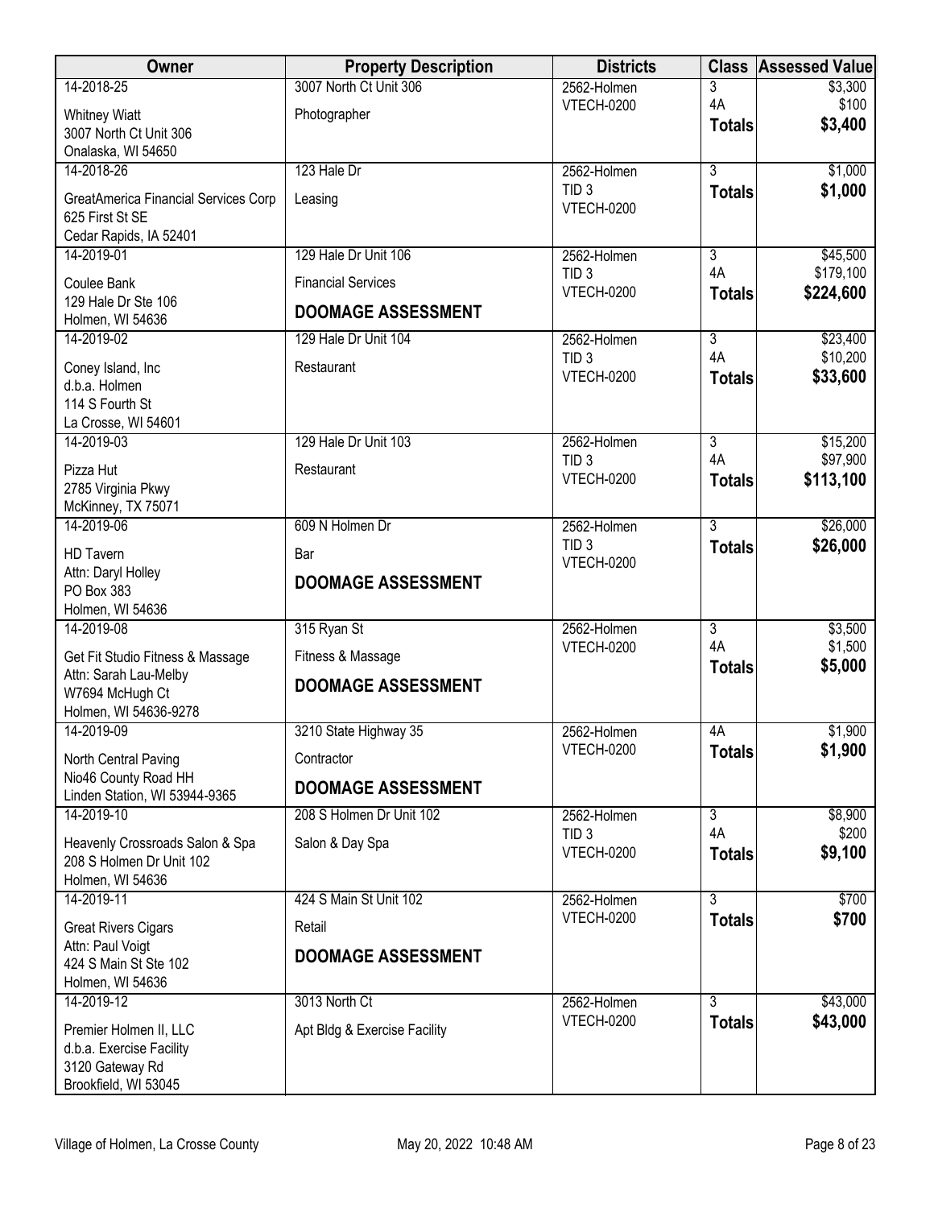| Owner | Property Description | Districts | Class | Assessed Value |
|---|---|---|---|---|
| 14-2018-25<br>Whitney Wiatt<br>3007 North Ct Unit 306<br>Onalaska, WI 54650 | 3007 North Ct Unit 306<br>Photographer | 2562-Holmen<br>VTECH-0200 | 3<br>4A<br>**Totals** | $3,300<br>$100<br>**$3,400** |
| 14-2018-26<br>GreatAmerica Financial Services Corp<br>625 First St SE<br>Cedar Rapids, IA 52401 | 123 Hale Dr<br>Leasing | 2562-Holmen<br>TID 3<br>VTECH-0200 | 3<br>**Totals** | $1,000<br>**$1,000** |
| 14-2019-01<br>Coulee Bank<br>129 Hale Dr Ste 106<br>Holmen, WI 54636 | 129 Hale Dr Unit 106<br>Financial Services<br>**DOOMAGE ASSESSMENT** | 2562-Holmen<br>TID 3<br>VTECH-0200 | 3<br>4A<br>**Totals** | $45,500<br>$179,100<br>**$224,600** |
| 14-2019-02<br>Coney Island, Inc<br>d.b.a. Holmen<br>114 S Fourth St<br>La Crosse, WI 54601 | 129 Hale Dr Unit 104<br>Restaurant | 2562-Holmen<br>TID 3<br>VTECH-0200 | 3<br>4A<br>**Totals** | $23,400<br>$10,200<br>**$33,600** |
| 14-2019-03<br>Pizza Hut<br>2785 Virginia Pkwy<br>McKinney, TX 75071 | 129 Hale Dr Unit 103<br>Restaurant | 2562-Holmen<br>TID 3<br>VTECH-0200 | 3<br>4A<br>**Totals** | $15,200<br>$97,900<br>**$113,100** |
| 14-2019-06<br>HD Tavern<br>Attn: Daryl Holley<br>PO Box 383<br>Holmen, WI 54636 | 609 N Holmen Dr<br>Bar<br>**DOOMAGE ASSESSMENT** | 2562-Holmen<br>TID 3<br>VTECH-0200 | 3<br>**Totals** | $26,000<br>**$26,000** |
| 14-2019-08<br>Get Fit Studio Fitness & Massage<br>Attn: Sarah Lau-Melby<br>W7694 McHugh Ct<br>Holmen, WI 54636-9278 | 315 Ryan St<br>Fitness & Massage<br>**DOOMAGE ASSESSMENT** | 2562-Holmen<br>VTECH-0200 | 3<br>4A<br>**Totals** | $3,500<br>$1,500<br>**$5,000** |
| 14-2019-09<br>North Central Paving<br>Nio46 County Road HH<br>Linden Station, WI 53944-9365 | 3210 State Highway 35<br>Contractor<br>**DOOMAGE ASSESSMENT** | 2562-Holmen<br>VTECH-0200 | 4A<br>**Totals** | $1,900<br>**$1,900** |
| 14-2019-10<br>Heavenly Crossroads Salon & Spa<br>208 S Holmen Dr Unit 102<br>Holmen, WI 54636 | 208 S Holmen Dr Unit 102<br>Salon & Day Spa | 2562-Holmen<br>TID 3<br>VTECH-0200 | 3<br>4A<br>**Totals** | $8,900<br>$200<br>**$9,100** |
| 14-2019-11<br>Great Rivers Cigars<br>Attn: Paul Voigt<br>424 S Main St Ste 102<br>Holmen, WI 54636 | 424 S Main St Unit 102<br>Retail<br>**DOOMAGE ASSESSMENT** | 2562-Holmen<br>VTECH-0200 | 3<br>**Totals** | $700<br>**$700** |
| 14-2019-12<br>Premier Holmen II, LLC<br>d.b.a. Exercise Facility<br>3120 Gateway Rd<br>Brookfield, WI 53045 | 3013 North Ct<br>Apt Bldg & Exercise Facility | 2562-Holmen<br>VTECH-0200 | 3<br>**Totals** | $43,000<br>**$43,000** |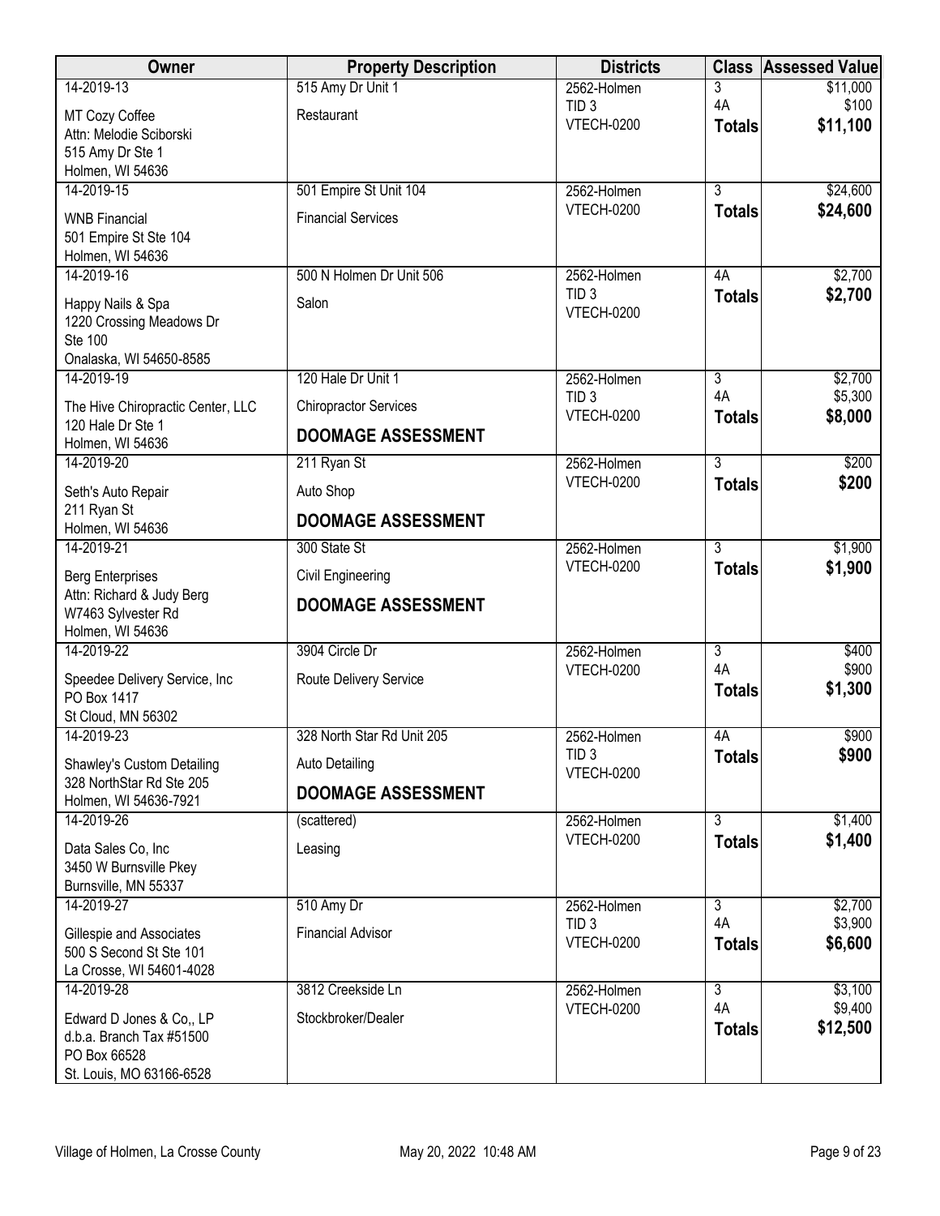| Owner | Property Description | Districts | Class | Assessed Value |
|---|---|---|---|---|
| 14-2019-13<br>MT Cozy Coffee<br>Attn: Melodie Sciborski<br>515 Amy Dr Ste 1<br>Holmen, WI 54636 | 515 Amy Dr Unit 1<br>Restaurant | 2562-Holmen<br>TID 3<br>VTECH-0200 | 3<br>4A<br>**Totals** | $11,000<br>$100<br>**$11,100** |
| 14-2019-15<br>WNB Financial<br>501 Empire St Ste 104<br>Holmen, WI 54636 | 501 Empire St Unit 104<br>Financial Services | 2562-Holmen<br>VTECH-0200 | 3<br>**Totals** | $24,600<br>**$24,600** |
| 14-2019-16<br>Happy Nails & Spa<br>1220 Crossing Meadows Dr<br>Ste 100<br>Onalaska, WI 54650-8585 | 500 N Holmen Dr Unit 506<br>Salon | 2562-Holmen<br>TID 3<br>VTECH-0200 | 4A<br>**Totals** | $2,700<br>**$2,700** |
| 14-2019-19<br>The Hive Chiropractic Center, LLC<br>120 Hale Dr Ste 1<br>Holmen, WI 54636 | 120 Hale Dr Unit 1<br>Chiropractor Services<br>**DOOMAGE ASSESSMENT** | 2562-Holmen<br>TID 3<br>VTECH-0200 | 3<br>4A<br>**Totals** | $2,700<br>$5,300<br>**$8,000** |
| 14-2019-20<br>Seth's Auto Repair<br>211 Ryan St<br>Holmen, WI 54636 | 211 Ryan St<br>Auto Shop<br>**DOOMAGE ASSESSMENT** | 2562-Holmen<br>VTECH-0200 | 3<br>**Totals** | $200<br>**$200** |
| 14-2019-21<br>Berg Enterprises<br>Attn: Richard & Judy Berg<br>W7463 Sylvester Rd<br>Holmen, WI 54636 | 300 State St<br>Civil Engineering<br>**DOOMAGE ASSESSMENT** | 2562-Holmen<br>VTECH-0200 | 3<br>**Totals** | $1,900<br>**$1,900** |
| 14-2019-22<br>Speedee Delivery Service, Inc<br>PO Box 1417<br>St Cloud, MN 56302 | 3904 Circle Dr<br>Route Delivery Service | 2562-Holmen<br>VTECH-0200 | 3<br>4A<br>**Totals** | $400<br>$900<br>**$1,300** |
| 14-2019-23<br>Shawley's Custom Detailing<br>328 NorthStar Rd Ste 205<br>Holmen, WI 54636-7921 | 328 North Star Rd Unit 205<br>Auto Detailing<br>**DOOMAGE ASSESSMENT** | 2562-Holmen<br>TID 3<br>VTECH-0200 | 4A<br>**Totals** | $900<br>**$900** |
| 14-2019-26<br>Data Sales Co, Inc<br>3450 W Burnsville Pkey<br>Burnsville, MN 55337 | (scattered)<br>Leasing | 2562-Holmen<br>VTECH-0200 | 3<br>**Totals** | $1,400<br>**$1,400** |
| 14-2019-27<br>Gillespie and Associates<br>500 S Second St Ste 101<br>La Crosse, WI 54601-4028 | 510 Amy Dr<br>Financial Advisor | 2562-Holmen<br>TID 3<br>VTECH-0200 | 3<br>4A<br>**Totals** | $2,700<br>$3,900<br>**$6,600** |
| 14-2019-28<br>Edward D Jones & Co,, LP<br>d.b.a. Branch Tax #51500<br>PO Box 66528<br>St. Louis, MO 63166-6528 | 3812 Creekside Ln<br>Stockbroker/Dealer | 2562-Holmen<br>VTECH-0200 | 3<br>4A<br>**Totals** | $3,100<br>$9,400<br>**$12,500** |

Village of Holmen, La Crosse County — May 20, 2022 10:48 AM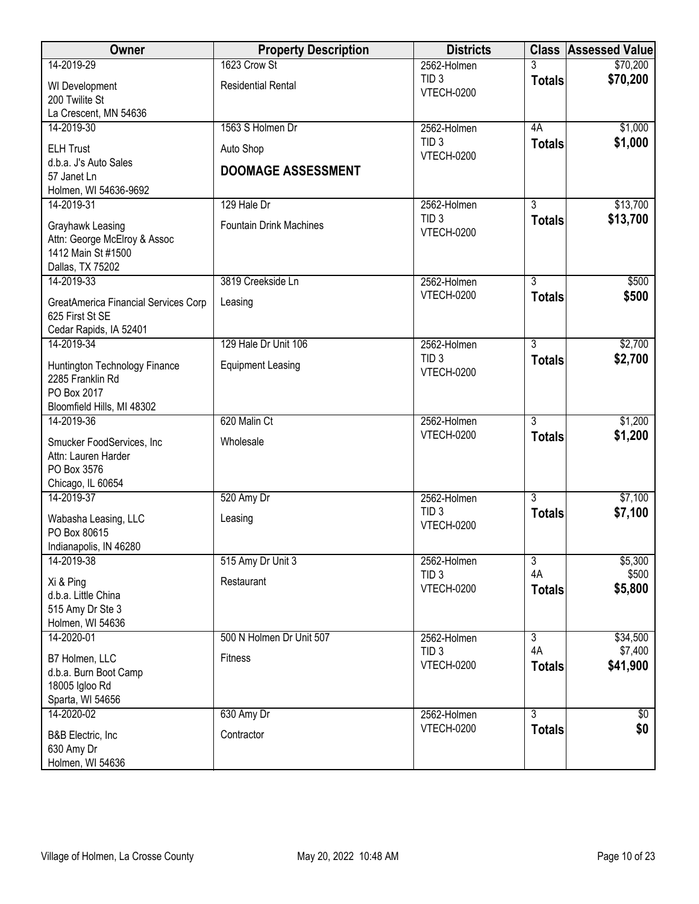| Owner | Property Description | Districts | Class | Assessed Value |
|---|---|---|---|---|
| 14-2019-29<br>WI Development<br>200 Twilite St<br>La Crescent, MN 54636 | 1623 Crow St<br>Residential Rental | 2562-Holmen<br>TID 3<br>VTECH-0200 | 3<br>**Totals** | $70,200<br>**$70,200** |
| 14-2019-30<br>ELH Trust<br>d.b.a. J's Auto Sales<br>57 Janet Ln<br>Holmen, WI 54636-9692 | 1563 S Holmen Dr<br>Auto Shop<br>**DOOMAGE ASSESSMENT** | 2562-Holmen<br>TID 3<br>VTECH-0200 | 4A<br>**Totals** | $1,000<br>**$1,000** |
| 14-2019-31<br>Grayhawk Leasing<br>Attn: George McElroy & Assoc<br>1412 Main St #1500<br>Dallas, TX 75202 | 129 Hale Dr<br>Fountain Drink Machines | 2562-Holmen<br>TID 3<br>VTECH-0200 | 3<br>**Totals** | $13,700<br>**$13,700** |
| 14-2019-33<br>GreatAmerica Financial Services Corp<br>625 First St SE<br>Cedar Rapids, IA 52401 | 3819 Creekside Ln<br>Leasing | 2562-Holmen<br>VTECH-0200 | 3<br>**Totals** | $500<br>**$500** |
| 14-2019-34<br>Huntington Technology Finance<br>2285 Franklin Rd<br>PO Box 2017<br>Bloomfield Hills, MI 48302 | 129 Hale Dr Unit 106<br>Equipment Leasing | 2562-Holmen<br>TID 3<br>VTECH-0200 | 3<br>**Totals** | $2,700<br>**$2,700** |
| 14-2019-36<br>Smucker FoodServices, Inc<br>Attn: Lauren Harder<br>PO Box 3576<br>Chicago, IL 60654 | 620 Malin Ct<br>Wholesale | 2562-Holmen<br>VTECH-0200 | 3<br>**Totals** | $1,200<br>**$1,200** |
| 14-2019-37<br>Wabasha Leasing, LLC<br>PO Box 80615<br>Indianapolis, IN 46280 | 520 Amy Dr<br>Leasing | 2562-Holmen<br>TID 3<br>VTECH-0200 | 3<br>**Totals** | $7,100<br>**$7,100** |
| 14-2019-38<br>Xi & Ping<br>d.b.a. Little China<br>515 Amy Dr Ste 3<br>Holmen, WI 54636 | 515 Amy Dr Unit 3<br>Restaurant | 2562-Holmen<br>TID 3<br>VTECH-0200 | 3<br>4A<br>**Totals** | $5,300<br>$500<br>**$5,800** |
| 14-2020-01<br>B7 Holmen, LLC<br>d.b.a. Burn Boot Camp<br>18005 Igloo Rd<br>Sparta, WI 54656 | 500 N Holmen Dr Unit 507<br>Fitness | 2562-Holmen<br>TID 3<br>VTECH-0200 | 3<br>4A<br>**Totals** | $34,500<br>$7,400<br>**$41,900** |
| 14-2020-02<br>B&B Electric, Inc<br>630 Amy Dr<br>Holmen, WI 54636 | 630 Amy Dr<br>Contractor | 2562-Holmen<br>VTECH-0200 | 3<br>**Totals** | $0<br>**$0** |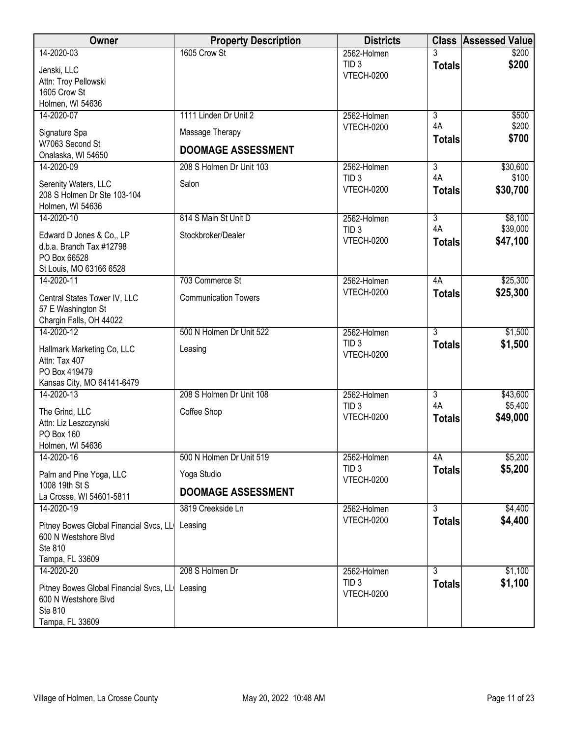| Owner | Property Description | Districts | Class | Assessed Value |
|---|---|---|---|---|
| 14-2020-03<br>Jenski, LLC<br>Attn: Troy Pellowski<br>1605 Crow St<br>Holmen, WI 54636 | 1605 Crow St | 2562-Holmen<br>TID 3<br>VTECH-0200 | 3<br>**Totals** | $200<br>**$200** |
| 14-2020-07<br>Signature Spa<br>W7063 Second St<br>Onalaska, WI 54650 | 1111 Linden Dr Unit 2<br>Massage Therapy<br>**DOOMAGE ASSESSMENT** | 2562-Holmen<br>VTECH-0200 | 3<br>4A<br>**Totals** | $500<br>$200<br>**$700** |
| 14-2020-09<br>Serenity Waters, LLC<br>208 S Holmen Dr Ste 103-104<br>Holmen, WI 54636 | 208 S Holmen Dr Unit 103<br>Salon | 2562-Holmen<br>TID 3<br>VTECH-0200 | 3<br>4A<br>**Totals** | $30,600<br>$100<br>**$30,700** |
| 14-2020-10<br>Edward D Jones & Co,, LP<br>d.b.a. Branch Tax #12798<br>PO Box 66528<br>St Louis, MO 63166 6528 | 814 S Main St Unit D<br>Stockbroker/Dealer | 2562-Holmen<br>TID 3<br>VTECH-0200 | 3<br>4A<br>**Totals** | $8,100<br>$39,000<br>**$47,100** |
| 14-2020-11<br>Central States Tower IV, LLC<br>57 E Washington St<br>Chargin Falls, OH 44022 | 703 Commerce St<br>Communication Towers | 2562-Holmen<br>VTECH-0200 | 4A<br>**Totals** | $25,300<br>**$25,300** |
| 14-2020-12<br>Hallmark Marketing Co, LLC<br>Attn: Tax 407<br>PO Box 419479<br>Kansas City, MO 64141-6479 | 500 N Holmen Dr Unit 522<br>Leasing | 2562-Holmen<br>TID 3<br>VTECH-0200 | 3<br>**Totals** | $1,500<br>**$1,500** |
| 14-2020-13<br>The Grind, LLC<br>Attn: Liz Leszczynski<br>PO Box 160<br>Holmen, WI 54636 | 208 S Holmen Dr Unit 108<br>Coffee Shop | 2562-Holmen<br>TID 3<br>VTECH-0200 | 3<br>4A<br>**Totals** | $43,600<br>$5,400<br>**$49,000** |
| 14-2020-16<br>Palm and Pine Yoga, LLC<br>1008 19th St S<br>La Crosse, WI 54601-5811 | 500 N Holmen Dr Unit 519<br>Yoga Studio<br>**DOOMAGE ASSESSMENT** | 2562-Holmen<br>TID 3<br>VTECH-0200 | 4A<br>**Totals** | $5,200<br>**$5,200** |
| 14-2020-19<br>Pitney Bowes Global Financial Svcs, LL<br>600 N Westshore Blvd<br>Ste 810<br>Tampa, FL 33609 | 3819 Creekside Ln<br>Leasing | 2562-Holmen<br>VTECH-0200 | 3<br>**Totals** | $4,400<br>**$4,400** |
| 14-2020-20<br>Pitney Bowes Global Financial Svcs, LL<br>600 N Westshore Blvd<br>Ste 810<br>Tampa, FL 33609 | 208 S Holmen Dr<br>Leasing | 2562-Holmen<br>TID 3<br>VTECH-0200 | 3<br>**Totals** | $1,100<br>**$1,100** |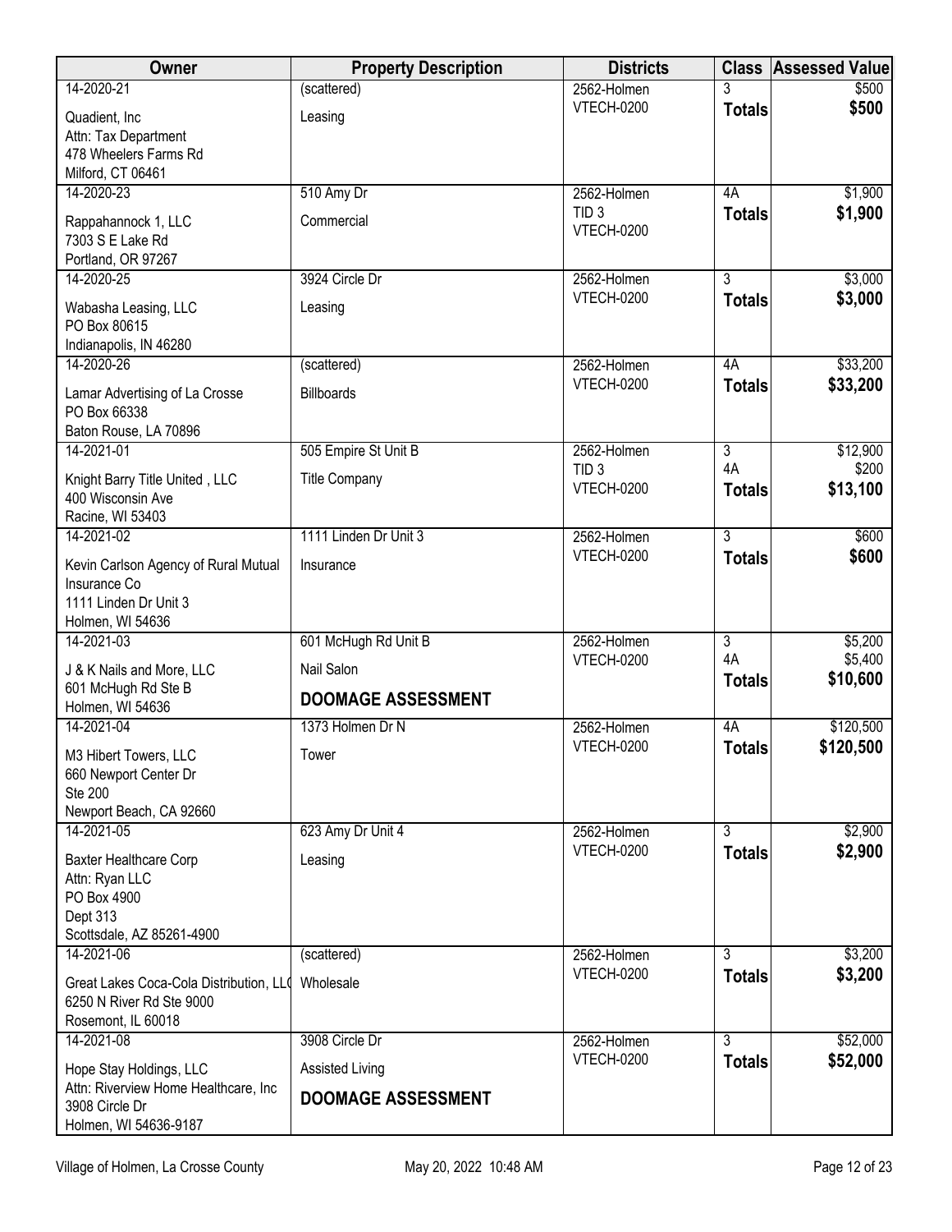| Owner | Property Description | Districts | Class | Assessed Value |
|---|---|---|---|---|
| 14-2020-21<br>Quadient, Inc<br>Attn: Tax Department<br>478 Wheelers Farms Rd<br>Milford, CT 06461 | (scattered)<br>Leasing | 2562-Holmen<br>VTECH-0200 | 3<br>**Totals** | $500<br>**$500** |
| 14-2020-23<br>Rappahannock 1, LLC<br>7303 S E Lake Rd<br>Portland, OR 97267 | 510 Amy Dr<br>Commercial | 2562-Holmen<br>TID 3<br>VTECH-0200 | 4A<br>**Totals** | $1,900<br>**$1,900** |
| 14-2020-25<br>Wabasha Leasing, LLC<br>PO Box 80615<br>Indianapolis, IN 46280 | 3924 Circle Dr<br>Leasing | 2562-Holmen<br>VTECH-0200 | 3<br>**Totals** | $3,000<br>**$3,000** |
| 14-2020-26<br>Lamar Advertising of La Crosse<br>PO Box 66338<br>Baton Rouse, LA 70896 | (scattered)<br>Billboards | 2562-Holmen<br>VTECH-0200 | 4A<br>**Totals** | $33,200<br>**$33,200** |
| 14-2021-01<br>Knight Barry Title United , LLC<br>400 Wisconsin Ave<br>Racine, WI 53403 | 505 Empire St Unit B<br>Title Company | 2562-Holmen<br>TID 3<br>VTECH-0200 | 3<br>4A<br>**Totals** | $12,900<br>$200<br>**$13,100** |
| 14-2021-02<br>Kevin Carlson Agency of Rural Mutual Insurance Co<br>1111 Linden Dr Unit 3<br>Holmen, WI 54636 | 1111 Linden Dr Unit 3<br>Insurance | 2562-Holmen<br>VTECH-0200 | 3<br>**Totals** | $600<br>**$600** |
| 14-2021-03<br>J & K Nails and More, LLC<br>601 McHugh Rd Ste B<br>Holmen, WI 54636 | 601 McHugh Rd Unit B<br>Nail Salon<br>**DOOMAGE ASSESSMENT** | 2562-Holmen<br>VTECH-0200 | 3<br>4A<br>**Totals** | $5,200<br>$5,400<br>**$10,600** |
| 14-2021-04<br>M3 Hibert Towers, LLC<br>660 Newport Center Dr<br>Ste 200<br>Newport Beach, CA 92660 | 1373 Holmen Dr N<br>Tower | 2562-Holmen<br>VTECH-0200 | 4A<br>**Totals** | $120,500<br>**$120,500** |
| 14-2021-05<br>Baxter Healthcare Corp<br>Attn: Ryan LLC<br>PO Box 4900<br>Dept 313<br>Scottsdale, AZ 85261-4900 | 623 Amy Dr Unit 4<br>Leasing | 2562-Holmen<br>VTECH-0200 | 3<br>**Totals** | $2,900<br>**$2,900** |
| 14-2021-06<br>Great Lakes Coca-Cola Distribution, LL(<br>6250 N River Rd Ste 9000<br>Rosemont, IL 60018 | (scattered)<br>Wholesale | 2562-Holmen<br>VTECH-0200 | 3<br>**Totals** | $3,200<br>**$3,200** |
| 14-2021-08<br>Hope Stay Holdings, LLC<br>Attn: Riverview Home Healthcare, Inc<br>3908 Circle Dr<br>Holmen, WI 54636-9187 | 3908 Circle Dr<br>Assisted Living<br>**DOOMAGE ASSESSMENT** | 2562-Holmen<br>VTECH-0200 | 3<br>**Totals** | $52,000<br>**$52,000** |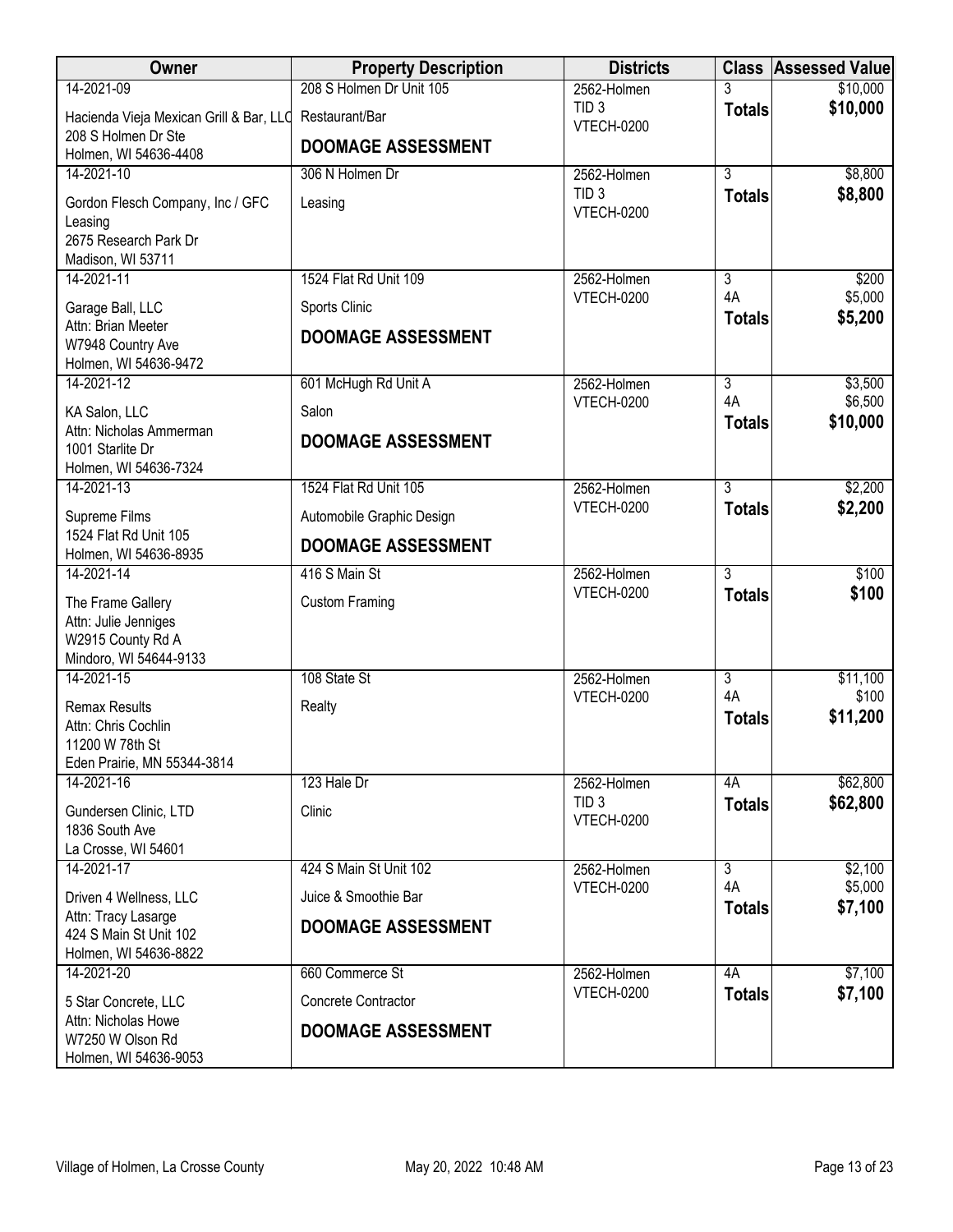| Owner | Property Description | Districts | Class | Assessed Value |
|---|---|---|---|---|
| 14-2021-09<br>Hacienda Vieja Mexican Grill & Bar, LLC<br>208 S Holmen Dr Ste<br>Holmen, WI 54636-4408 | 208 S Holmen Dr Unit 105<br>Restaurant/Bar<br>**DOOMAGE ASSESSMENT** | 2562-Holmen<br>TID 3<br>VTECH-0200 | 3<br>**Totals** | \$10,000<br>**\$10,000** |
| 14-2021-10<br>Gordon Flesch Company, Inc / GFC Leasing<br>2675 Research Park Dr<br>Madison, WI 53711 | 306 N Holmen Dr<br>Leasing | 2562-Holmen<br>TID 3<br>VTECH-0200 | 3<br>**Totals** | \$8,800<br>**\$8,800** |
| 14-2021-11<br>Garage Ball, LLC<br>Attn: Brian Meeter<br>W7948 Country Ave<br>Holmen, WI 54636-9472 | 1524 Flat Rd Unit 109<br>Sports Clinic<br>**DOOMAGE ASSESSMENT** | 2562-Holmen<br>VTECH-0200 | 3<br>4A<br>**Totals** | \$200<br>\$5,000<br>**\$5,200** |
| 14-2021-12<br>KA Salon, LLC<br>Attn: Nicholas Ammerman<br>1001 Starlite Dr<br>Holmen, WI 54636-7324 | 601 McHugh Rd Unit A<br>Salon<br>**DOOMAGE ASSESSMENT** | 2562-Holmen<br>VTECH-0200 | 3<br>4A<br>**Totals** | \$3,500<br>\$6,500<br>**\$10,000** |
| 14-2021-13<br>Supreme Films<br>1524 Flat Rd Unit 105<br>Holmen, WI 54636-8935 | 1524 Flat Rd Unit 105<br>Automobile Graphic Design<br>**DOOMAGE ASSESSMENT** | 2562-Holmen<br>VTECH-0200 | 3<br>**Totals** | \$2,200<br>**\$2,200** |
| 14-2021-14<br>The Frame Gallery<br>Attn: Julie Jenniges<br>W2915 County Rd A<br>Mindoro, WI 54644-9133 | 416 S Main St<br>Custom Framing | 2562-Holmen<br>VTECH-0200 | 3<br>**Totals** | \$100<br>**\$100** |
| 14-2021-15<br>Remax Results<br>Attn: Chris Cochlin<br>11200 W 78th St<br>Eden Prairie, MN 55344-3814 | 108 State St<br>Realty | 2562-Holmen<br>VTECH-0200 | 3<br>4A<br>**Totals** | \$11,100<br>\$100<br>**\$11,200** |
| 14-2021-16<br>Gundersen Clinic, LTD<br>1836 South Ave<br>La Crosse, WI 54601 | 123 Hale Dr<br>Clinic | 2562-Holmen<br>TID 3<br>VTECH-0200 | 4A<br>**Totals** | \$62,800<br>**\$62,800** |
| 14-2021-17<br>Driven 4 Wellness, LLC<br>Attn: Tracy Lasarge<br>424 S Main St Unit 102<br>Holmen, WI 54636-8822 | 424 S Main St Unit 102<br>Juice & Smoothie Bar<br>**DOOMAGE ASSESSMENT** | 2562-Holmen<br>VTECH-0200 | 3<br>4A<br>**Totals** | \$2,100<br>\$5,000<br>**\$7,100** |
| 14-2021-20<br>5 Star Concrete, LLC<br>Attn: Nicholas Howe<br>W7250 W Olson Rd<br>Holmen, WI 54636-9053 | 660 Commerce St<br>Concrete Contractor<br>**DOOMAGE ASSESSMENT** | 2562-Holmen<br>VTECH-0200 | 4A<br>**Totals** | \$7,100<br>**\$7,100** |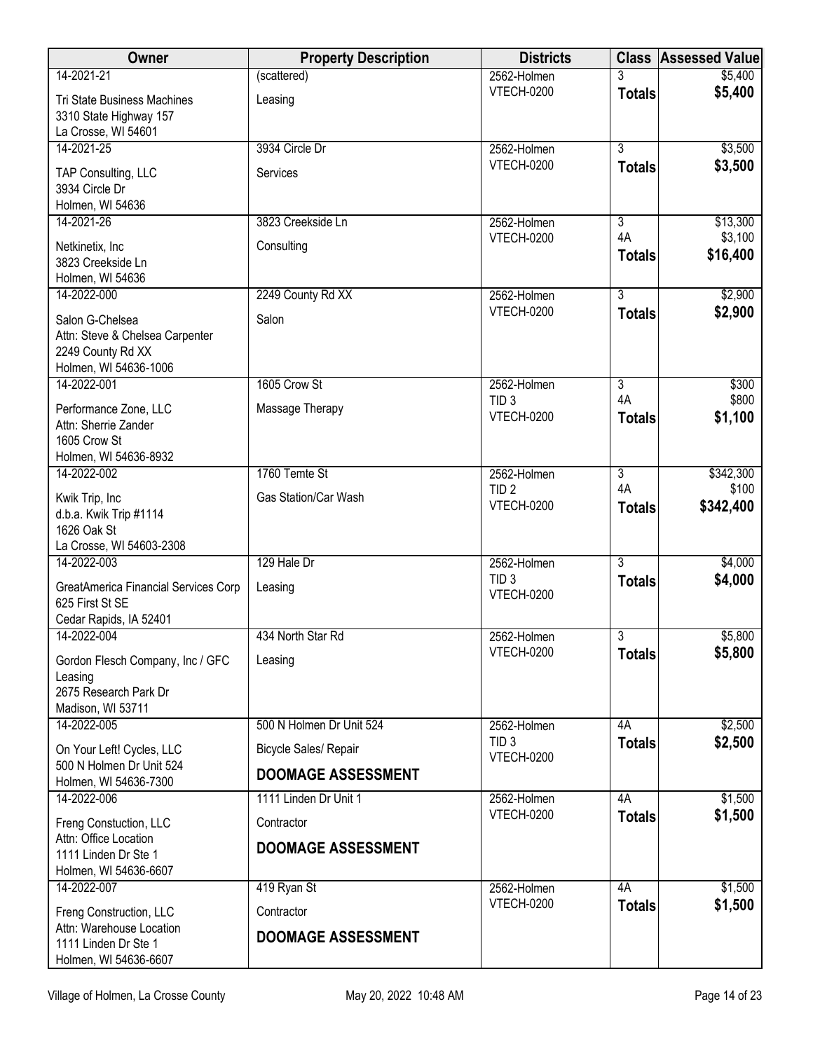| Owner | Property Description | Districts | Class | Assessed Value |
|---|---|---|---|---|
| 14-2021-21<br>Tri State Business Machines<br>3310 State Highway 157<br>La Crosse, WI 54601 | (scattered)<br>Leasing | 2562-Holmen<br>VTECH-0200 | 3<br>**Totals** | $5,400<br>**$5,400** |
| 14-2021-25<br>TAP Consulting, LLC<br>3934 Circle Dr<br>Holmen, WI 54636 | 3934 Circle Dr<br>Services | 2562-Holmen<br>VTECH-0200 | 3<br>**Totals** | $3,500<br>**$3,500** |
| 14-2021-26<br>Netkinetix, Inc<br>3823 Creekside Ln<br>Holmen, WI 54636 | 3823 Creekside Ln<br>Consulting | 2562-Holmen<br>VTECH-0200 | 3<br>4A<br>**Totals** | $13,300<br>$3,100<br>**$16,400** |
| 14-2022-000<br>Salon G-Chelsea<br>Attn: Steve & Chelsea Carpenter<br>2249 County Rd XX<br>Holmen, WI 54636-1006 | 2249 County Rd XX<br>Salon | 2562-Holmen<br>VTECH-0200 | 3<br>**Totals** | $2,900<br>**$2,900** |
| 14-2022-001<br>Performance Zone, LLC<br>Attn: Sherrie Zander<br>1605 Crow St<br>Holmen, WI 54636-8932 | 1605 Crow St<br>Massage Therapy | 2562-Holmen<br>TID 3<br>VTECH-0200 | 3<br>4A<br>**Totals** | $300<br>$800<br>**$1,100** |
| 14-2022-002<br>Kwik Trip, Inc<br>d.b.a. Kwik Trip #1114<br>1626 Oak St<br>La Crosse, WI 54603-2308 | 1760 Temte St<br>Gas Station/Car Wash | 2562-Holmen<br>TID 2<br>VTECH-0200 | 3<br>4A<br>**Totals** | $342,300<br>$100<br>**$342,400** |
| 14-2022-003<br>GreatAmerica Financial Services Corp<br>625 First St SE<br>Cedar Rapids, IA 52401 | 129 Hale Dr<br>Leasing | 2562-Holmen<br>TID 3<br>VTECH-0200 | 3<br>**Totals** | $4,000<br>**$4,000** |
| 14-2022-004<br>Gordon Flesch Company, Inc / GFC Leasing<br>2675 Research Park Dr<br>Madison, WI 53711 | 434 North Star Rd<br>Leasing | 2562-Holmen<br>VTECH-0200 | 3<br>**Totals** | $5,800<br>**$5,800** |
| 14-2022-005<br>On Your Left! Cycles, LLC<br>500 N Holmen Dr Unit 524<br>Holmen, WI 54636-7300 | 500 N Holmen Dr Unit 524<br>Bicycle Sales/ Repair<br>**DOOMAGE ASSESSMENT** | 2562-Holmen<br>TID 3<br>VTECH-0200 | 4A<br>**Totals** | $2,500<br>**$2,500** |
| 14-2022-006<br>Freng Constuction, LLC<br>Attn: Office Location<br>1111 Linden Dr Ste 1<br>Holmen, WI 54636-6607 | 1111 Linden Dr Unit 1<br>Contractor<br>**DOOMAGE ASSESSMENT** | 2562-Holmen<br>VTECH-0200 | 4A<br>**Totals** | $1,500<br>**$1,500** |
| 14-2022-007<br>Freng Construction, LLC<br>Attn: Warehouse Location<br>1111 Linden Dr Ste 1<br>Holmen, WI 54636-6607 | 419 Ryan St<br>Contractor<br>**DOOMAGE ASSESSMENT** | 2562-Holmen<br>VTECH-0200 | 4A<br>**Totals** | $1,500<br>**$1,500** |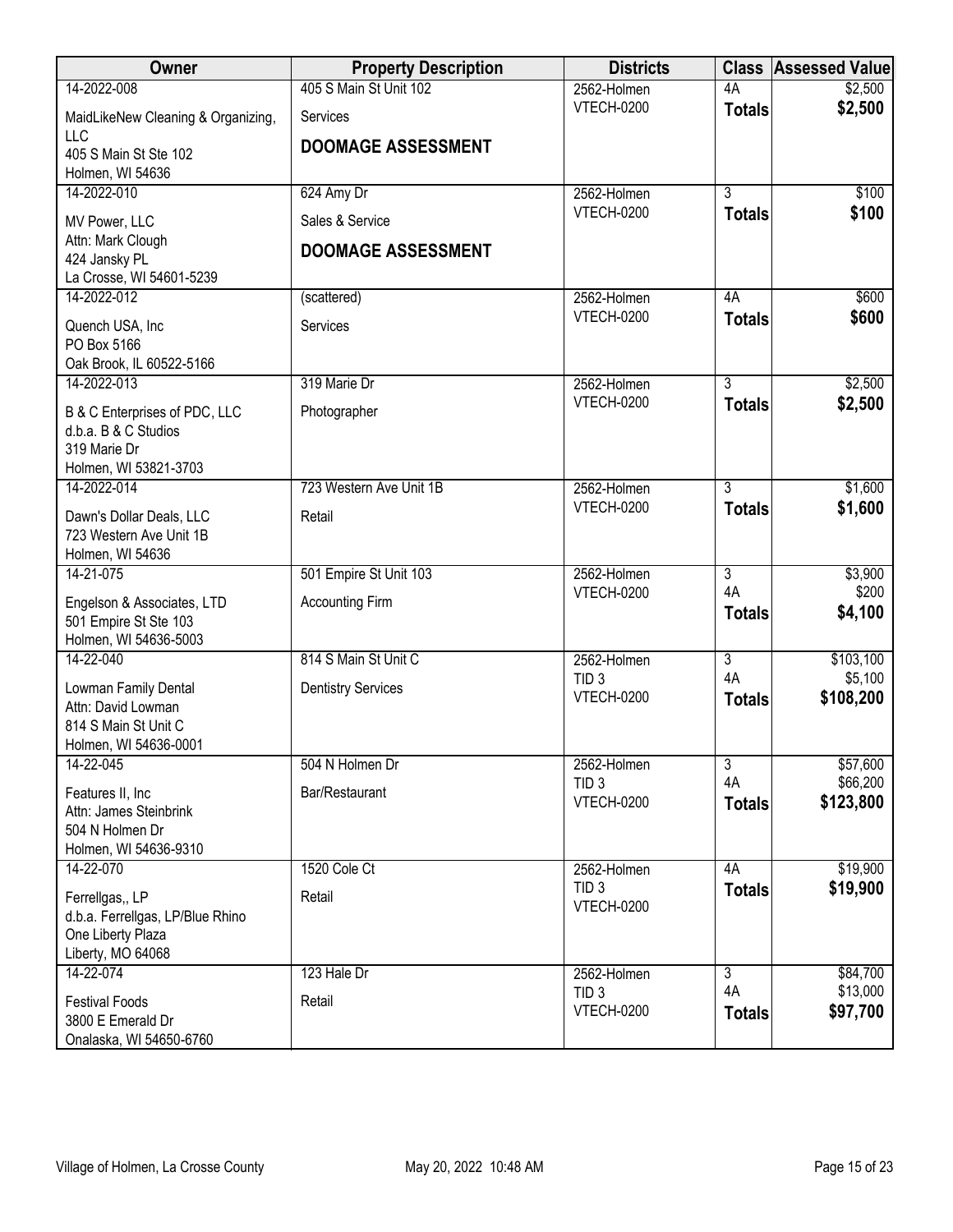| Owner | Property Description | Districts | Class | Assessed Value |
|---|---|---|---|---|
| 14-2022-008<br>MaidLikeNew Cleaning & Organizing, LLC<br>405 S Main St Ste 102<br>Holmen, WI 54636 | 405 S Main St Unit 102<br>Services<br>**DOOMAGE ASSESSMENT** | 2562-Holmen<br>VTECH-0200 | 4A<br>**Totals** | $2,500<br>**$2,500** |
| 14-2022-010<br>MV Power, LLC<br>Attn: Mark Clough<br>424 Jansky PL<br>La Crosse, WI 54601-5239 | 624 Amy Dr<br>Sales & Service<br>**DOOMAGE ASSESSMENT** | 2562-Holmen<br>VTECH-0200 | 3<br>**Totals** | $100<br>**$100** |
| 14-2022-012<br>Quench USA, Inc<br>PO Box 5166<br>Oak Brook, IL 60522-5166 | (scattered)<br>Services | 2562-Holmen<br>VTECH-0200 | 4A<br>**Totals** | $600<br>**$600** |
| 14-2022-013<br>B & C Enterprises of PDC, LLC<br>d.b.a. B & C Studios<br>319 Marie Dr<br>Holmen, WI 53821-3703 | 319 Marie Dr<br>Photographer | 2562-Holmen<br>VTECH-0200 | 3<br>**Totals** | $2,500<br>**$2,500** |
| 14-2022-014<br>Dawn's Dollar Deals, LLC<br>723 Western Ave Unit 1B<br>Holmen, WI 54636 | 723 Western Ave Unit 1B<br>Retail | 2562-Holmen<br>VTECH-0200 | 3<br>**Totals** | $1,600<br>**$1,600** |
| 14-21-075<br>Engelson & Associates, LTD<br>501 Empire St Ste 103<br>Holmen, WI 54636-5003 | 501 Empire St Unit 103<br>Accounting Firm | 2562-Holmen<br>VTECH-0200 | 3<br>4A<br>**Totals** | $3,900<br>$200<br>**$4,100** |
| 14-22-040<br>Lowman Family Dental<br>Attn: David Lowman<br>814 S Main St Unit C<br>Holmen, WI 54636-0001 | 814 S Main St Unit C<br>Dentistry Services | 2562-Holmen<br>TID 3<br>VTECH-0200 | 3<br>4A<br>**Totals** | $103,100<br>$5,100<br>**$108,200** |
| 14-22-045<br>Features II, Inc<br>Attn: James Steinbrink<br>504 N Holmen Dr<br>Holmen, WI 54636-9310 | 504 N Holmen Dr<br>Bar/Restaurant | 2562-Holmen<br>TID 3<br>VTECH-0200 | 3<br>4A<br>**Totals** | $57,600<br>$66,200<br>**$123,800** |
| 14-22-070<br>Ferrellgas,, LP<br>d.b.a. Ferrellgas, LP/Blue Rhino<br>One Liberty Plaza<br>Liberty, MO 64068 | 1520 Cole Ct<br>Retail | 2562-Holmen<br>TID 3<br>VTECH-0200 | 4A<br>**Totals** | $19,900<br>**$19,900** |
| 14-22-074<br>Festival Foods<br>3800 E Emerald Dr<br>Onalaska, WI 54650-6760 | 123 Hale Dr<br>Retail | 2562-Holmen<br>TID 3<br>VTECH-0200 | 3<br>4A<br>**Totals** | $84,700<br>$13,000<br>**$97,700** |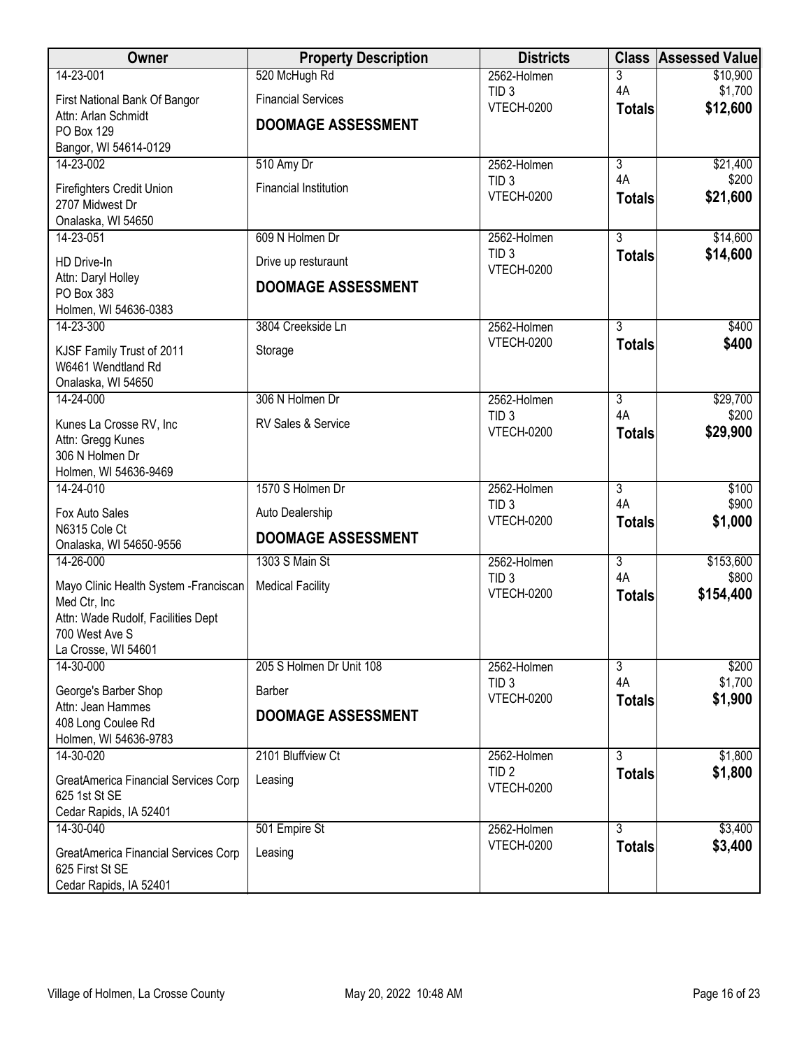| Owner | Property Description | Districts | Class | Assessed Value |
|---|---|---|---|---|
| 14-23-001<br>First National Bank Of Bangor<br>Attn: Arlan Schmidt<br>PO Box 129<br>Bangor, WI 54614-0129 | 520 McHugh Rd<br>Financial Services<br>**DOOMAGE ASSESSMENT** | 2562-Holmen<br>TID 3<br>VTECH-0200 | 3<br>4A<br>**Totals** | \$10,900<br>\$1,700<br>**\$12,600** |
| 14-23-002<br>Firefighters Credit Union<br>2707 Midwest Dr<br>Onalaska, WI 54650 | 510 Amy Dr<br>Financial Institution | 2562-Holmen<br>TID 3<br>VTECH-0200 | 3<br>4A<br>**Totals** | \$21,400<br>\$200<br>**\$21,600** |
| 14-23-051<br>HD Drive-In<br>Attn: Daryl Holley<br>PO Box 383<br>Holmen, WI 54636-0383 | 609 N Holmen Dr<br>Drive up resturaunt<br>**DOOMAGE ASSESSMENT** | 2562-Holmen<br>TID 3<br>VTECH-0200 | 3<br>**Totals** | \$14,600<br>**\$14,600** |
| 14-23-300<br>KJSF Family Trust of 2011<br>W6461 Wendtland Rd<br>Onalaska, WI 54650 | 3804 Creekside Ln<br>Storage | 2562-Holmen<br>VTECH-0200 | 3<br>**Totals** | \$400<br>**\$400** |
| 14-24-000<br>Kunes La Crosse RV, Inc<br>Attn: Gregg Kunes<br>306 N Holmen Dr<br>Holmen, WI 54636-9469 | 306 N Holmen Dr<br>RV Sales & Service | 2562-Holmen<br>TID 3<br>VTECH-0200 | 3<br>4A<br>**Totals** | \$29,700<br>\$200<br>**\$29,900** |
| 14-24-010<br>Fox Auto Sales<br>N6315 Cole Ct<br>Onalaska, WI 54650-9556 | 1570 S Holmen Dr<br>Auto Dealership<br>**DOOMAGE ASSESSMENT** | 2562-Holmen<br>TID 3<br>VTECH-0200 | 3<br>4A<br>**Totals** | \$100<br>\$900<br>**\$1,000** |
| 14-26-000<br>Mayo Clinic Health System -Franciscan Med Ctr, Inc<br>Attn: Wade Rudolf, Facilities Dept<br>700 West Ave S<br>La Crosse, WI 54601 | 1303 S Main St<br>Medical Facility | 2562-Holmen<br>TID 3<br>VTECH-0200 | 3<br>4A<br>**Totals** | \$153,600<br>\$800<br>**\$154,400** |
| 14-30-000<br>George's Barber Shop<br>Attn: Jean Hammes<br>408 Long Coulee Rd<br>Holmen, WI 54636-9783 | 205 S Holmen Dr Unit 108<br>Barber<br>**DOOMAGE ASSESSMENT** | 2562-Holmen<br>TID 3<br>VTECH-0200 | 3<br>4A<br>**Totals** | \$200<br>\$1,700<br>**\$1,900** |
| 14-30-020<br>GreatAmerica Financial Services Corp<br>625 1st St SE<br>Cedar Rapids, IA 52401 | 2101 Bluffview Ct<br>Leasing | 2562-Holmen<br>TID 2<br>VTECH-0200 | 3<br>**Totals** | \$1,800<br>**\$1,800** |
| 14-30-040<br>GreatAmerica Financial Services Corp<br>625 First St SE<br>Cedar Rapids, IA 52401 | 501 Empire St<br>Leasing | 2562-Holmen<br>VTECH-0200 | 3<br>**Totals** | \$3,400<br>**\$3,400** |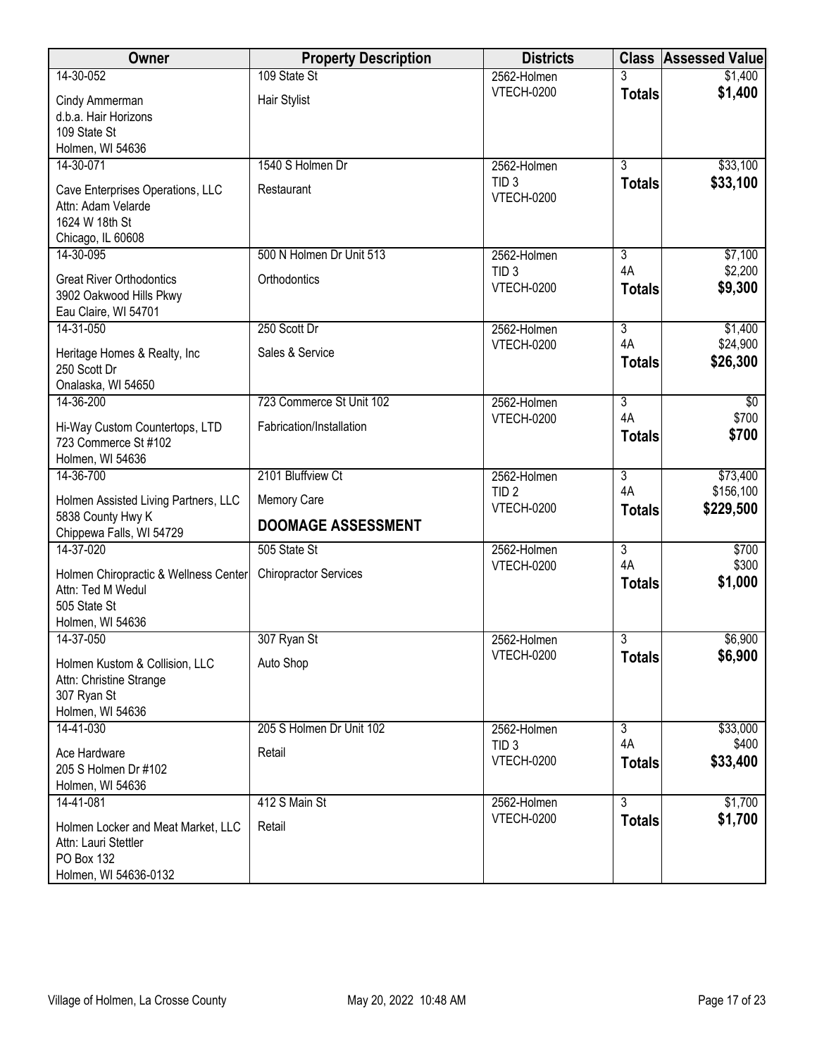| Owner | Property Description | Districts | Class | Assessed Value |
|---|---|---|---|---|
| 14-30-052<br>Cindy Ammerman<br>d.b.a. Hair Horizons<br>109 State St<br>Holmen, WI 54636 | 109 State St<br>Hair Stylist | 2562-Holmen<br>VTECH-0200 | 3<br>**Totals** | $1,400<br>**$1,400** |
| 14-30-071<br>Cave Enterprises Operations, LLC<br>Attn: Adam Velarde<br>1624 W 18th St<br>Chicago, IL 60608 | 1540 S Holmen Dr<br>Restaurant | 2562-Holmen<br>TID 3<br>VTECH-0200 | 3<br>**Totals** | $33,100<br>**$33,100** |
| 14-30-095<br>Great River Orthodontics<br>3902 Oakwood Hills Pkwy<br>Eau Claire, WI 54701 | 500 N Holmen Dr Unit 513<br>Orthodontics | 2562-Holmen<br>TID 3<br>VTECH-0200 | 3<br>4A<br>**Totals** | $7,100<br>$2,200<br>**$9,300** |
| 14-31-050<br>Heritage Homes & Realty, Inc<br>250 Scott Dr<br>Onalaska, WI 54650 | 250 Scott Dr<br>Sales & Service | 2562-Holmen<br>VTECH-0200 | 3<br>4A<br>**Totals** | $1,400<br>$24,900<br>**$26,300** |
| 14-36-200<br>Hi-Way Custom Countertops, LTD<br>723 Commerce St #102<br>Holmen, WI 54636 | 723 Commerce St Unit 102<br>Fabrication/Installation | 2562-Holmen<br>VTECH-0200 | 3<br>4A<br>**Totals** | $0<br>$700<br>**$700** |
| 14-36-700<br>Holmen Assisted Living Partners, LLC<br>5838 County Hwy K<br>Chippewa Falls, WI 54729 | 2101 Bluffview Ct<br>Memory Care<br>**DOOMAGE ASSESSMENT** | 2562-Holmen<br>TID 2<br>VTECH-0200 | 3<br>4A<br>**Totals** | $73,400<br>$156,100<br>**$229,500** |
| 14-37-020<br>Holmen Chiropractic & Wellness Center<br>Attn: Ted M Wedul<br>505 State St<br>Holmen, WI 54636 | 505 State St<br>Chiropractor Services | 2562-Holmen<br>VTECH-0200 | 3<br>4A<br>**Totals** | $700<br>$300<br>**$1,000** |
| 14-37-050<br>Holmen Kustom & Collision, LLC<br>Attn: Christine Strange<br>307 Ryan St<br>Holmen, WI 54636 | 307 Ryan St<br>Auto Shop | 2562-Holmen<br>VTECH-0200 | 3<br>**Totals** | $6,900<br>**$6,900** |
| 14-41-030<br>Ace Hardware<br>205 S Holmen Dr #102<br>Holmen, WI 54636 | 205 S Holmen Dr Unit 102<br>Retail | 2562-Holmen<br>TID 3<br>VTECH-0200 | 3<br>4A<br>**Totals** | $33,000<br>$400<br>**$33,400** |
| 14-41-081<br>Holmen Locker and Meat Market, LLC<br>Attn: Lauri Stettler<br>PO Box 132<br>Holmen, WI 54636-0132 | 412 S Main St<br>Retail | 2562-Holmen<br>VTECH-0200 | 3<br>**Totals** | $1,700<br>**$1,700** |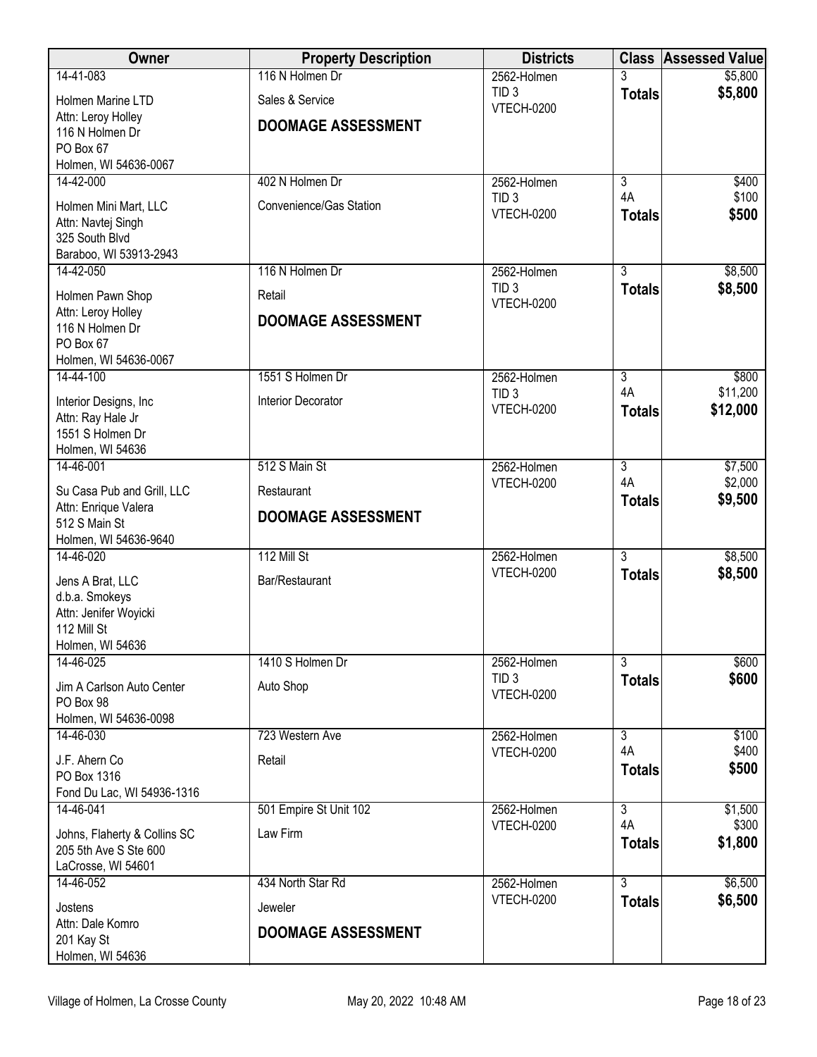| Owner | Property Description | Districts | Class | Assessed Value |
|---|---|---|---|---|
| 14-41-083<br>Holmen Marine LTD<br>Attn: Leroy Holley<br>116 N Holmen Dr<br>PO Box 67<br>Holmen, WI 54636-0067 | 116 N Holmen Dr<br>Sales & Service<br>**DOOMAGE ASSESSMENT** | 2562-Holmen<br>TID 3<br>VTECH-0200 | 3<br>**Totals** | $5,800<br>**$5,800** |
| 14-42-000<br>Holmen Mini Mart, LLC<br>Attn: Navtej Singh<br>325 South Blvd<br>Baraboo, WI 53913-2943 | 402 N Holmen Dr<br>Convenience/Gas Station | 2562-Holmen<br>TID 3<br>VTECH-0200 | 3<br>4A<br>**Totals** | $400<br>$100<br>**$500** |
| 14-42-050<br>Holmen Pawn Shop<br>Attn: Leroy Holley<br>116 N Holmen Dr<br>PO Box 67<br>Holmen, WI 54636-0067 | 116 N Holmen Dr<br>Retail<br>**DOOMAGE ASSESSMENT** | 2562-Holmen<br>TID 3<br>VTECH-0200 | 3<br>**Totals** | $8,500<br>**$8,500** |
| 14-44-100<br>Interior Designs, Inc<br>Attn: Ray Hale Jr<br>1551 S Holmen Dr<br>Holmen, WI 54636 | 1551 S Holmen Dr<br>Interior Decorator | 2562-Holmen<br>TID 3<br>VTECH-0200 | 3<br>4A<br>**Totals** | $800<br>$11,200<br>**$12,000** |
| 14-46-001<br>Su Casa Pub and Grill, LLC<br>Attn: Enrique Valera<br>512 S Main St<br>Holmen, WI 54636-9640 | 512 S Main St<br>Restaurant<br>**DOOMAGE ASSESSMENT** | 2562-Holmen<br>VTECH-0200 | 3<br>4A<br>**Totals** | $7,500<br>$2,000<br>**$9,500** |
| 14-46-020<br>Jens A Brat, LLC<br>d.b.a. Smokeys<br>Attn: Jenifer Woyicki<br>112 Mill St<br>Holmen, WI 54636 | 112 Mill St<br>Bar/Restaurant | 2562-Holmen<br>VTECH-0200 | 3<br>**Totals** | $8,500<br>**$8,500** |
| 14-46-025<br>Jim A Carlson Auto Center<br>PO Box 98<br>Holmen, WI 54636-0098 | 1410 S Holmen Dr<br>Auto Shop | 2562-Holmen<br>TID 3<br>VTECH-0200 | 3<br>**Totals** | $600<br>**$600** |
| 14-46-030<br>J.F. Ahern Co<br>PO Box 1316<br>Fond Du Lac, WI 54936-1316 | 723 Western Ave<br>Retail | 2562-Holmen<br>VTECH-0200 | 3<br>4A<br>**Totals** | $100<br>$400<br>**$500** |
| 14-46-041<br>Johns, Flaherty & Collins SC<br>205 5th Ave S Ste 600<br>LaCrosse, WI 54601 | 501 Empire St Unit 102<br>Law Firm | 2562-Holmen<br>VTECH-0200 | 3<br>4A<br>**Totals** | $1,500<br>$300<br>**$1,800** |
| 14-46-052<br>Jostens<br>Attn: Dale Komro<br>201 Kay St<br>Holmen, WI 54636 | 434 North Star Rd<br>Jeweler<br>**DOOMAGE ASSESSMENT** | 2562-Holmen<br>VTECH-0200 | 3<br>**Totals** | $6,500<br>**$6,500** |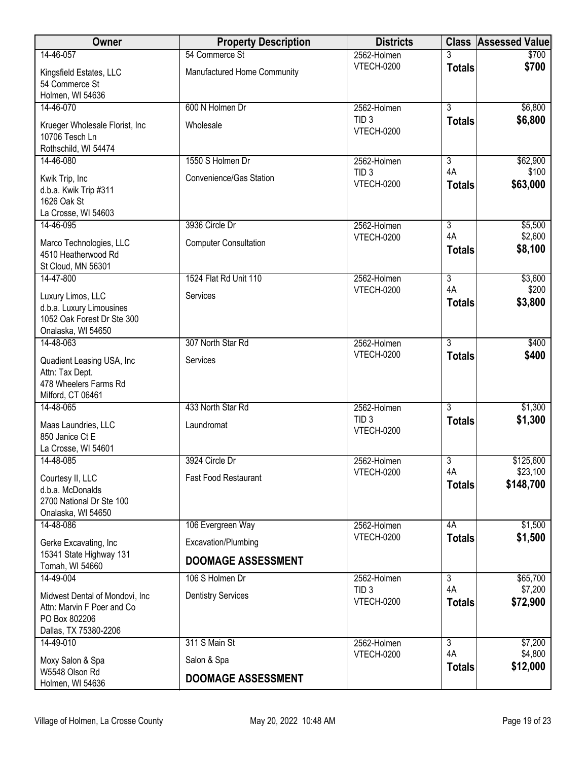| Owner | Property Description | Districts | Class | Assessed Value |
|---|---|---|---|---|
| 14-46-057<br>Kingsfield Estates, LLC<br>54 Commerce St<br>Holmen, WI 54636 | 54 Commerce St<br>Manufactured Home Community | 2562-Holmen<br>VTECH-0200 | 3<br>**Totals** | $700<br>**$700** |
| 14-46-070<br>Krueger Wholesale Florist, Inc<br>10706 Tesch Ln<br>Rothschild, WI 54474 | 600 N Holmen Dr<br>Wholesale | 2562-Holmen<br>TID 3<br>VTECH-0200 | 3<br>**Totals** | $6,800<br>**$6,800** |
| 14-46-080<br>Kwik Trip, Inc<br>d.b.a. Kwik Trip #311<br>1626 Oak St<br>La Crosse, WI 54603 | 1550 S Holmen Dr<br>Convenience/Gas Station | 2562-Holmen<br>TID 3<br>VTECH-0200 | 3<br>4A<br>**Totals** | $62,900<br>$100<br>**$63,000** |
| 14-46-095<br>Marco Technologies, LLC<br>4510 Heatherwood Rd<br>St Cloud, MN 56301 | 3936 Circle Dr<br>Computer Consultation | 2562-Holmen<br>VTECH-0200 | 3<br>4A<br>**Totals** | $5,500<br>$2,600<br>**$8,100** |
| 14-47-800<br>Luxury Limos, LLC<br>d.b.a. Luxury Limousines<br>1052 Oak Forest Dr Ste 300<br>Onalaska, WI 54650 | 1524 Flat Rd Unit 110<br>Services | 2562-Holmen<br>VTECH-0200 | 3<br>4A<br>**Totals** | $3,600<br>$200<br>**$3,800** |
| 14-48-063<br>Quadient Leasing USA, Inc<br>Attn: Tax Dept.<br>478 Wheelers Farms Rd<br>Milford, CT 06461 | 307 North Star Rd<br>Services | 2562-Holmen<br>VTECH-0200 | 3<br>**Totals** | $400<br>**$400** |
| 14-48-065<br>Maas Laundries, LLC<br>850 Janice Ct E<br>La Crosse, WI 54601 | 433 North Star Rd<br>Laundromat | 2562-Holmen<br>TID 3<br>VTECH-0200 | 3<br>**Totals** | $1,300<br>**$1,300** |
| 14-48-085<br>Courtesy II, LLC<br>d.b.a. McDonalds<br>2700 National Dr Ste 100<br>Onalaska, WI 54650 | 3924 Circle Dr<br>Fast Food Restaurant | 2562-Holmen<br>VTECH-0200 | 3<br>4A<br>**Totals** | $125,600<br>$23,100<br>**$148,700** |
| 14-48-086<br>Gerke Excavating, Inc<br>15341 State Highway 131<br>Tomah, WI 54660 | 106 Evergreen Way<br>Excavation/Plumbing<br>**DOOMAGE ASSESSMENT** | 2562-Holmen<br>VTECH-0200 | 4A<br>**Totals** | $1,500<br>**$1,500** |
| 14-49-004<br>Midwest Dental of Mondovi, Inc<br>Attn: Marvin F Poer and Co<br>PO Box 802206<br>Dallas, TX 75380-2206 | 106 S Holmen Dr<br>Dentistry Services | 2562-Holmen<br>TID 3<br>VTECH-0200 | 3<br>4A<br>**Totals** | $65,700<br>$7,200<br>**$72,900** |
| 14-49-010<br>Moxy Salon & Spa<br>W5548 Olson Rd<br>Holmen, WI 54636 | 311 S Main St<br>Salon & Spa<br>**DOOMAGE ASSESSMENT** | 2562-Holmen<br>VTECH-0200 | 3<br>4A<br>**Totals** | $7,200<br>$4,800<br>**$12,000** |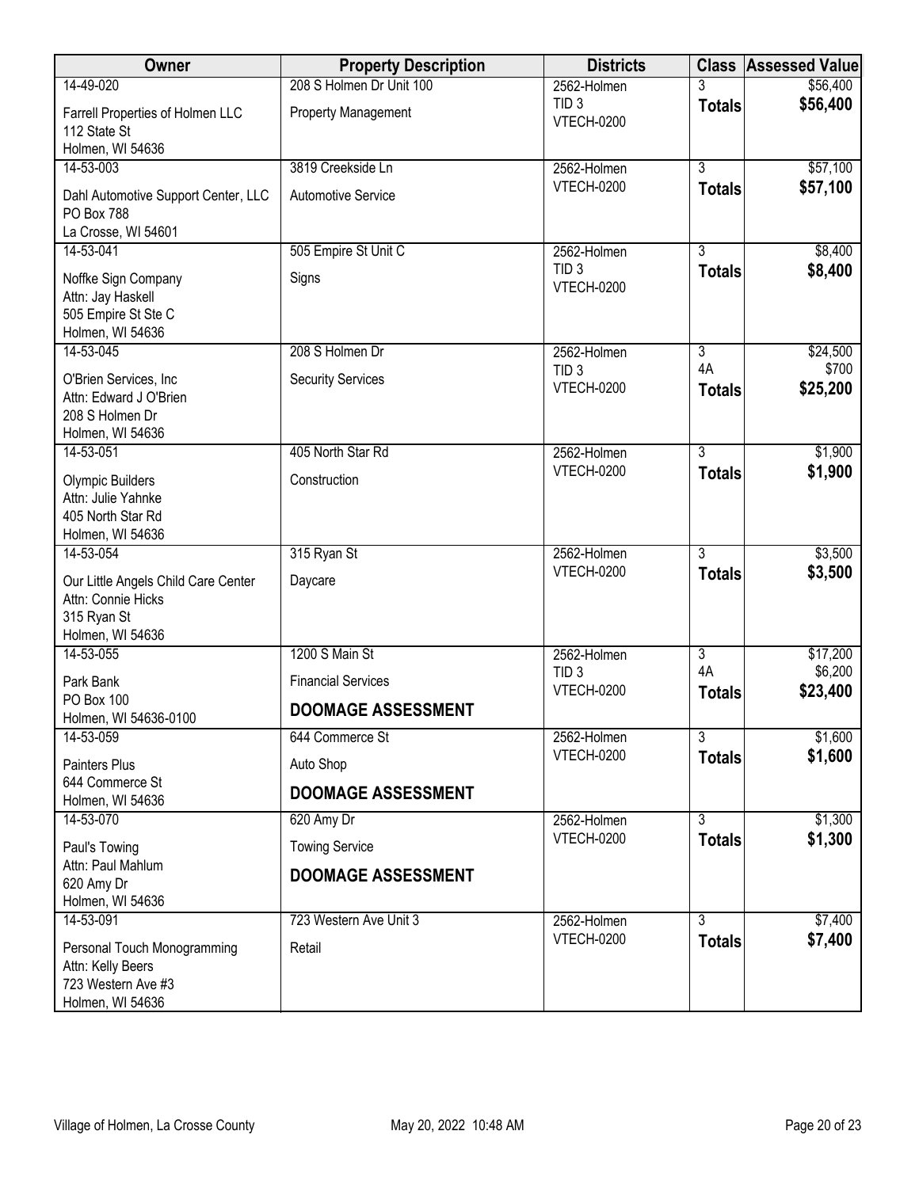| Owner | Property Description | Districts | Class | Assessed Value |
|---|---|---|---|---|
| 14-49-020<br>Farrell Properties of Holmen LLC<br>112 State St<br>Holmen, WI 54636 | 208 S Holmen Dr Unit 100<br>Property Management | 2562-Holmen<br>TID 3<br>VTECH-0200 | 3<br>**Totals** | $56,400<br>**$56,400** |
| 14-53-003<br>Dahl Automotive Support Center, LLC<br>PO Box 788<br>La Crosse, WI 54601 | 3819 Creekside Ln<br>Automotive Service | 2562-Holmen<br>VTECH-0200 | 3<br>**Totals** | $57,100<br>**$57,100** |
| 14-53-041<br>Noffke Sign Company<br>Attn: Jay Haskell<br>505 Empire St Ste C<br>Holmen, WI 54636 | 505 Empire St Unit C<br>Signs | 2562-Holmen<br>TID 3<br>VTECH-0200 | 3<br>**Totals** | $8,400<br>**$8,400** |
| 14-53-045<br>O'Brien Services, Inc<br>Attn: Edward J O'Brien<br>208 S Holmen Dr<br>Holmen, WI 54636 | 208 S Holmen Dr<br>Security Services | 2562-Holmen<br>TID 3<br>VTECH-0200 | 3<br>4A<br>**Totals** | $24,500<br>$700<br>**$25,200** |
| 14-53-051<br>Olympic Builders<br>Attn: Julie Yahnke<br>405 North Star Rd<br>Holmen, WI 54636 | 405 North Star Rd<br>Construction | 2562-Holmen<br>VTECH-0200 | 3<br>**Totals** | $1,900<br>**$1,900** |
| 14-53-054<br>Our Little Angels Child Care Center<br>Attn: Connie Hicks<br>315 Ryan St<br>Holmen, WI 54636 | 315 Ryan St<br>Daycare | 2562-Holmen<br>VTECH-0200 | 3<br>**Totals** | $3,500<br>**$3,500** |
| 14-53-055<br>Park Bank<br>PO Box 100<br>Holmen, WI 54636-0100 | 1200 S Main St<br>Financial Services<br>**DOOMAGE ASSESSMENT** | 2562-Holmen<br>TID 3<br>VTECH-0200 | 3<br>4A<br>**Totals** | $17,200<br>$6,200<br>**$23,400** |
| 14-53-059<br>Painters Plus<br>644 Commerce St<br>Holmen, WI 54636 | 644 Commerce St<br>Auto Shop<br>**DOOMAGE ASSESSMENT** | 2562-Holmen<br>VTECH-0200 | 3<br>**Totals** | $1,600<br>**$1,600** |
| 14-53-070<br>Paul's Towing<br>Attn: Paul Mahlum<br>620 Amy Dr<br>Holmen, WI 54636 | 620 Amy Dr<br>Towing Service<br>**DOOMAGE ASSESSMENT** | 2562-Holmen<br>VTECH-0200 | 3<br>**Totals** | $1,300<br>**$1,300** |
| 14-53-091<br>Personal Touch Monogramming<br>Attn: Kelly Beers<br>723 Western Ave #3<br>Holmen, WI 54636 | 723 Western Ave Unit 3<br>Retail | 2562-Holmen<br>VTECH-0200 | 3<br>**Totals** | $7,400<br>**$7,400** |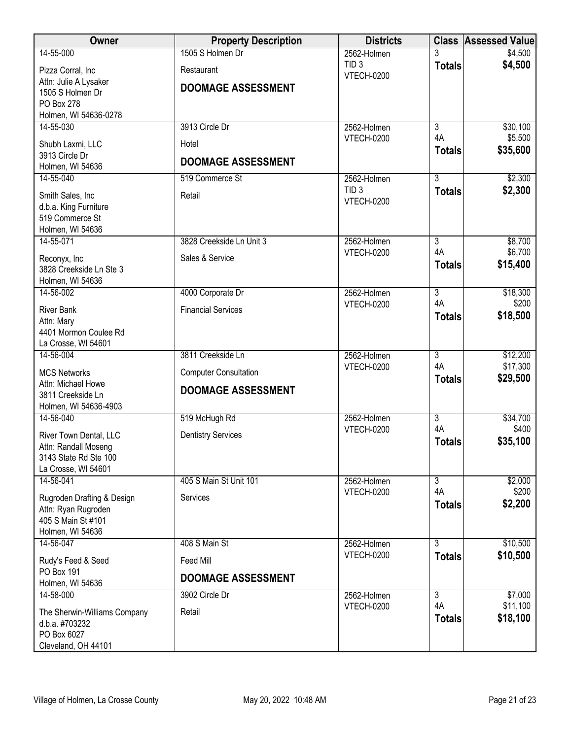| Owner | Property Description | Districts | Class | Assessed Value |
|---|---|---|---|---|
| 14-55-000<br>Pizza Corral, Inc<br>Attn: Julie A Lysaker<br>1505 S Holmen Dr<br>PO Box 278<br>Holmen, WI 54636-0278 | 1505 S Holmen Dr<br>Restaurant<br>**DOOMAGE ASSESSMENT** | 2562-Holmen<br>TID 3<br>VTECH-0200 | 3<br>**Totals** | \$4,500<br>**\$4,500** |
| 14-55-030<br>Shubh Laxmi, LLC<br>3913 Circle Dr<br>Holmen, WI 54636 | 3913 Circle Dr<br>Hotel<br>**DOOMAGE ASSESSMENT** | 2562-Holmen<br>VTECH-0200 | 3<br>4A<br>**Totals** | \$30,100<br>\$5,500<br>**\$35,600** |
| 14-55-040<br>Smith Sales, Inc<br>d.b.a. King Furniture<br>519 Commerce St<br>Holmen, WI 54636 | 519 Commerce St<br>Retail | 2562-Holmen<br>TID 3<br>VTECH-0200 | 3<br>**Totals** | \$2,300<br>**\$2,300** |
| 14-55-071<br>Reconyx, Inc<br>3828 Creekside Ln Ste 3<br>Holmen, WI 54636 | 3828 Creekside Ln Unit 3<br>Sales & Service | 2562-Holmen<br>VTECH-0200 | 3<br>4A<br>**Totals** | \$8,700<br>\$6,700<br>**\$15,400** |
| 14-56-002<br>River Bank<br>Attn: Mary<br>4401 Mormon Coulee Rd<br>La Crosse, WI 54601 | 4000 Corporate Dr<br>Financial Services | 2562-Holmen<br>VTECH-0200 | 3<br>4A<br>**Totals** | \$18,300<br>\$200<br>**\$18,500** |
| 14-56-004<br>MCS Networks<br>Attn: Michael Howe<br>3811 Creekside Ln<br>Holmen, WI 54636-4903 | 3811 Creekside Ln<br>Computer Consultation<br>**DOOMAGE ASSESSMENT** | 2562-Holmen<br>VTECH-0200 | 3<br>4A<br>**Totals** | \$12,200<br>\$17,300<br>**\$29,500** |
| 14-56-040<br>River Town Dental, LLC<br>Attn: Randall Moseng<br>3143 State Rd Ste 100<br>La Crosse, WI 54601 | 519 McHugh Rd<br>Dentistry Services | 2562-Holmen<br>VTECH-0200 | 3<br>4A<br>**Totals** | \$34,700<br>\$400<br>**\$35,100** |
| 14-56-041<br>Rugroden Drafting & Design<br>Attn: Ryan Rugroden<br>405 S Main St #101<br>Holmen, WI 54636 | 405 S Main St Unit 101<br>Services | 2562-Holmen<br>VTECH-0200 | 3<br>4A<br>**Totals** | \$2,000<br>\$200<br>**\$2,200** |
| 14-56-047<br>Rudy's Feed & Seed<br>PO Box 191<br>Holmen, WI 54636 | 408 S Main St<br>Feed Mill<br>**DOOMAGE ASSESSMENT** | 2562-Holmen<br>VTECH-0200 | 3<br>**Totals** | \$10,500<br>**\$10,500** |
| 14-58-000<br>The Sherwin-Williams Company<br>d.b.a. #703232<br>PO Box 6027<br>Cleveland, OH 44101 | 3902 Circle Dr<br>Retail | 2562-Holmen<br>VTECH-0200 | 3<br>4A<br>**Totals** | \$7,000<br>\$11,100<br>**\$18,100** |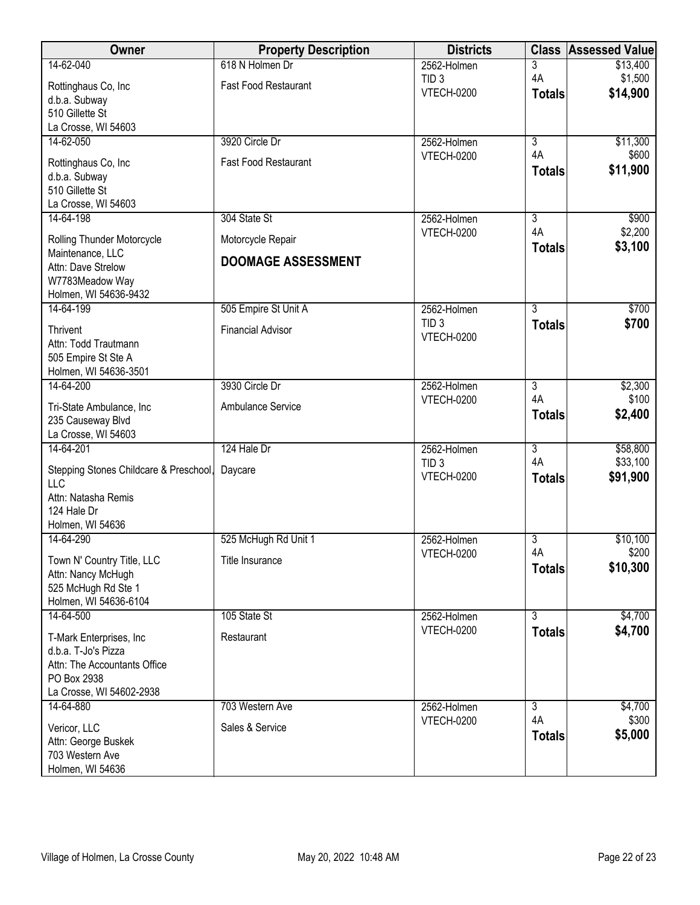| Owner | Property Description | Districts | Class | Assessed Value |
|---|---|---|---|---|
| 14-62-040<br>Rottinghaus Co, Inc<br>d.b.a. Subway<br>510 Gillette St<br>La Crosse, WI 54603 | 618 N Holmen Dr<br>Fast Food Restaurant | 2562-Holmen<br>TID 3<br>VTECH-0200 | 3<br>4A<br>**Totals** | $13,400<br>$1,500<br>**$14,900** |
| 14-62-050<br>Rottinghaus Co, Inc<br>d.b.a. Subway<br>510 Gillette St<br>La Crosse, WI 54603 | 3920 Circle Dr<br>Fast Food Restaurant | 2562-Holmen<br>VTECH-0200 | 3<br>4A<br>**Totals** | $11,300<br>$600<br>**$11,900** |
| 14-64-198<br>Rolling Thunder Motorcycle Maintenance, LLC<br>Attn: Dave Strelow<br>W7783Meadow Way<br>Holmen, WI 54636-9432 | 304 State St<br>Motorcycle Repair<br>**DOOMAGE ASSESSMENT** | 2562-Holmen<br>VTECH-0200 | 3<br>4A<br>**Totals** | $900<br>$2,200<br>**$3,100** |
| 14-64-199<br>Thrivent<br>Attn: Todd Trautmann<br>505 Empire St Ste A<br>Holmen, WI 54636-3501 | 505 Empire St Unit A<br>Financial Advisor | 2562-Holmen<br>TID 3<br>VTECH-0200 | 3<br>**Totals** | $700<br>**$700** |
| 14-64-200<br>Tri-State Ambulance, Inc<br>235 Causeway Blvd<br>La Crosse, WI 54603 | 3930 Circle Dr<br>Ambulance Service | 2562-Holmen<br>VTECH-0200 | 3<br>4A<br>**Totals** | $2,300<br>$100<br>**$2,400** |
| 14-64-201<br>Stepping Stones Childcare & Preschool, LLC<br>Attn: Natasha Remis<br>124 Hale Dr<br>Holmen, WI 54636 | 124 Hale Dr<br>Daycare | 2562-Holmen<br>TID 3<br>VTECH-0200 | 3<br>4A<br>**Totals** | $58,800<br>$33,100<br>**$91,900** |
| 14-64-290<br>Town N' Country Title, LLC<br>Attn: Nancy McHugh<br>525 McHugh Rd Ste 1<br>Holmen, WI 54636-6104 | 525 McHugh Rd Unit 1<br>Title Insurance | 2562-Holmen<br>VTECH-0200 | 3<br>4A<br>**Totals** | $10,100<br>$200<br>**$10,300** |
| 14-64-500<br>T-Mark Enterprises, Inc<br>d.b.a. T-Jo's Pizza<br>Attn: The Accountants Office<br>PO Box 2938<br>La Crosse, WI 54602-2938 | 105 State St<br>Restaurant | 2562-Holmen<br>VTECH-0200 | 3<br>**Totals** | $4,700<br>**$4,700** |
| 14-64-880<br>Vericor, LLC<br>Attn: George Buskek<br>703 Western Ave<br>Holmen, WI 54636 | 703 Western Ave<br>Sales & Service | 2562-Holmen<br>VTECH-0200 | 3<br>4A<br>**Totals** | $4,700<br>$300<br>**$5,000** |

Village of Holmen, La Crosse County — May 20, 2022 10:48 AM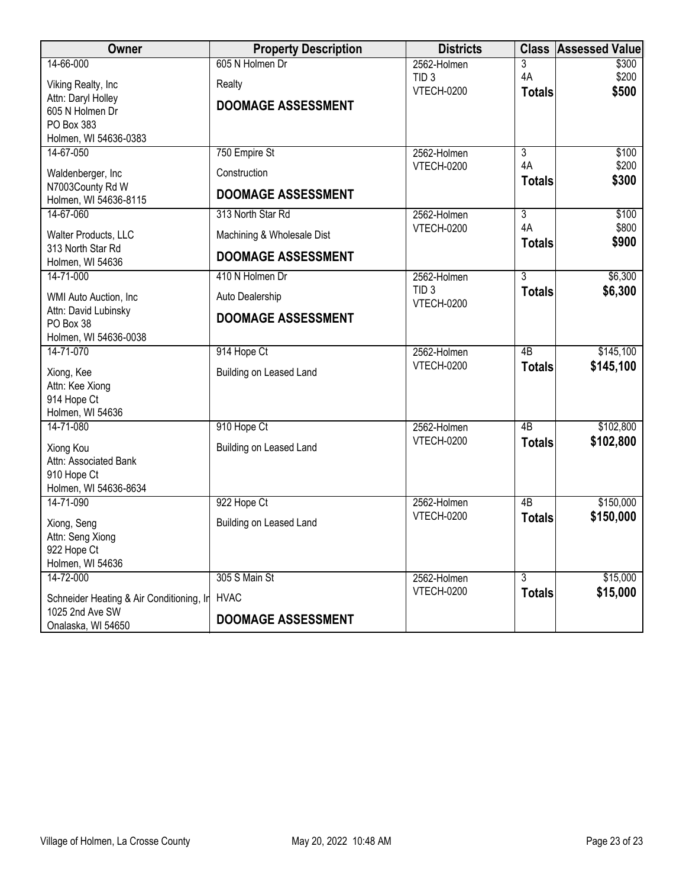| Owner | Property Description | Districts | Class | Assessed Value |
|---|---|---|---|---|
| 14-66-000<br>Viking Realty, Inc<br>Attn: Daryl Holley<br>605 N Holmen Dr<br>PO Box 383<br>Holmen, WI 54636-0383 | 605 N Holmen Dr<br>Realty<br>**DOOMAGE ASSESSMENT** | 2562-Holmen<br>TID 3<br>VTECH-0200 | 3<br>4A<br>**Totals** | $300<br>$200<br>**$500** |
| 14-67-050<br>Waldenberger, Inc<br>N7003County Rd W<br>Holmen, WI 54636-8115 | 750 Empire St<br>Construction<br>**DOOMAGE ASSESSMENT** | 2562-Holmen<br>VTECH-0200 | 3<br>4A<br>**Totals** | $100<br>$200<br>**$300** |
| 14-67-060<br>Walter Products, LLC<br>313 North Star Rd<br>Holmen, WI 54636 | 313 North Star Rd<br>Machining & Wholesale Dist<br>**DOOMAGE ASSESSMENT** | 2562-Holmen<br>VTECH-0200 | 3<br>4A<br>**Totals** | $100<br>$800<br>**$900** |
| 14-71-000<br>WMI Auto Auction, Inc<br>Attn: David Lubinsky<br>PO Box 38<br>Holmen, WI 54636-0038 | 410 N Holmen Dr<br>Auto Dealership<br>**DOOMAGE ASSESSMENT** | 2562-Holmen<br>TID 3<br>VTECH-0200 | 3<br>**Totals** | $6,300<br>**$6,300** |
| 14-71-070<br>Xiong, Kee<br>Attn: Kee Xiong<br>914 Hope Ct<br>Holmen, WI 54636 | 914 Hope Ct<br>Building on Leased Land | 2562-Holmen<br>VTECH-0200 | 4B<br>**Totals** | $145,100<br>**$145,100** |
| 14-71-080<br>Xiong Kou<br>Attn: Associated Bank<br>910 Hope Ct<br>Holmen, WI 54636-8634 | 910 Hope Ct<br>Building on Leased Land | 2562-Holmen<br>VTECH-0200 | 4B<br>**Totals** | $102,800<br>**$102,800** |
| 14-71-090<br>Xiong, Seng<br>Attn: Seng Xiong<br>922 Hope Ct<br>Holmen, WI 54636 | 922 Hope Ct<br>Building on Leased Land | 2562-Holmen<br>VTECH-0200 | 4B<br>**Totals** | $150,000<br>**$150,000** |
| 14-72-000<br>Schneider Heating & Air Conditioning, In<br>1025 2nd Ave SW<br>Onalaska, WI 54650 | 305 S Main St<br>HVAC<br>**DOOMAGE ASSESSMENT** | 2562-Holmen<br>VTECH-0200 | 3<br>**Totals** | $15,000<br>**$15,000** |